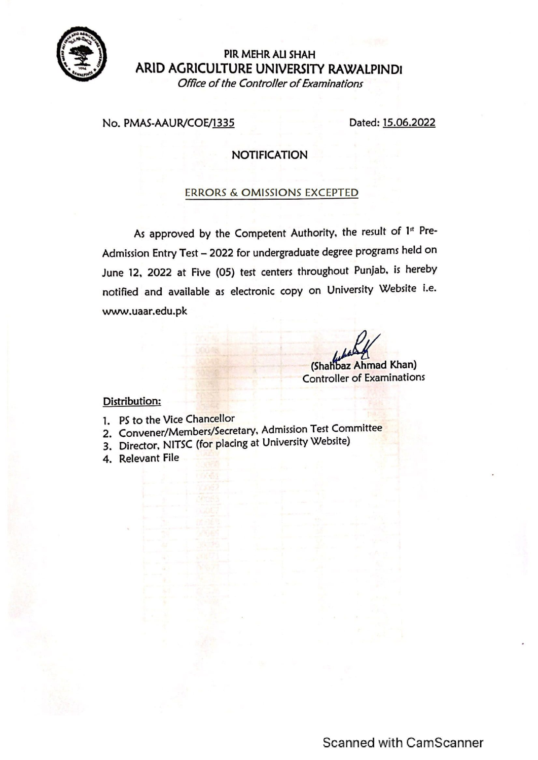PIR MEHR ALI SHAH

# ARID AGRICULTURE UNIVERSITY RAWALPINDI

*Office of the Controller of Examinations*

No. PMAS-AAUR/COE/1335 Dated: 15.06.2022

## NOTIFICATION

ERRORS & OMISSIONS EXCEPTED

As approved by the Competent Authority, the result of 1st Pre-Admission Entry Test – 2022 for undergraduate degree programs held on June 12, 2022 at Five (05) test centers throughout Punjab, is hereby notified and available as electronic copy on University Website i.e. www.uaar.edu.pk

(Shahbaz Ahmad Khan)
Controller of Examinations

**Distribution:**

1. PS to the Vice Chancellor
2. Convener/Members/Secretary, Admission Test Committee
3. Director, NITSC (for placing at University Website)
4. Relevant File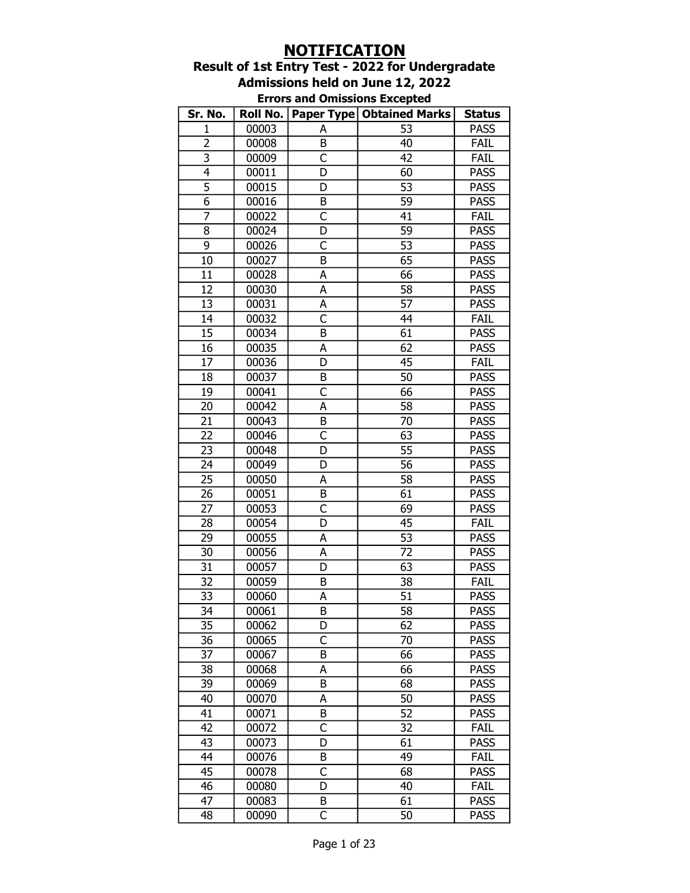# NOTIFICATION

## Result of 1st Entry Test - 2022 for Undergradate Admissions held on June 12, 2022

### Errors and Omissions Excepted

| Sr. No. | Roll No. | Paper Type | Obtained Marks | Status |
|---|---|---|---|---|
| 1 | 00003 | A | 53 | PASS |
| 2 | 00008 | B | 40 | FAIL |
| 3 | 00009 | C | 42 | FAIL |
| 4 | 00011 | D | 60 | PASS |
| 5 | 00015 | D | 53 | PASS |
| 6 | 00016 | B | 59 | PASS |
| 7 | 00022 | C | 41 | FAIL |
| 8 | 00024 | D | 59 | PASS |
| 9 | 00026 | C | 53 | PASS |
| 10 | 00027 | B | 65 | PASS |
| 11 | 00028 | A | 66 | PASS |
| 12 | 00030 | A | 58 | PASS |
| 13 | 00031 | A | 57 | PASS |
| 14 | 00032 | C | 44 | FAIL |
| 15 | 00034 | B | 61 | PASS |
| 16 | 00035 | A | 62 | PASS |
| 17 | 00036 | D | 45 | FAIL |
| 18 | 00037 | B | 50 | PASS |
| 19 | 00041 | C | 66 | PASS |
| 20 | 00042 | A | 58 | PASS |
| 21 | 00043 | B | 70 | PASS |
| 22 | 00046 | C | 63 | PASS |
| 23 | 00048 | D | 55 | PASS |
| 24 | 00049 | D | 56 | PASS |
| 25 | 00050 | A | 58 | PASS |
| 26 | 00051 | B | 61 | PASS |
| 27 | 00053 | C | 69 | PASS |
| 28 | 00054 | D | 45 | FAIL |
| 29 | 00055 | A | 53 | PASS |
| 30 | 00056 | A | 72 | PASS |
| 31 | 00057 | D | 63 | PASS |
| 32 | 00059 | B | 38 | FAIL |
| 33 | 00060 | A | 51 | PASS |
| 34 | 00061 | B | 58 | PASS |
| 35 | 00062 | D | 62 | PASS |
| 36 | 00065 | C | 70 | PASS |
| 37 | 00067 | B | 66 | PASS |
| 38 | 00068 | A | 66 | PASS |
| 39 | 00069 | B | 68 | PASS |
| 40 | 00070 | A | 50 | PASS |
| 41 | 00071 | B | 52 | PASS |
| 42 | 00072 | C | 32 | FAIL |
| 43 | 00073 | D | 61 | PASS |
| 44 | 00076 | B | 49 | FAIL |
| 45 | 00078 | C | 68 | PASS |
| 46 | 00080 | D | 40 | FAIL |
| 47 | 00083 | B | 61 | PASS |
| 48 | 00090 | C | 50 | PASS |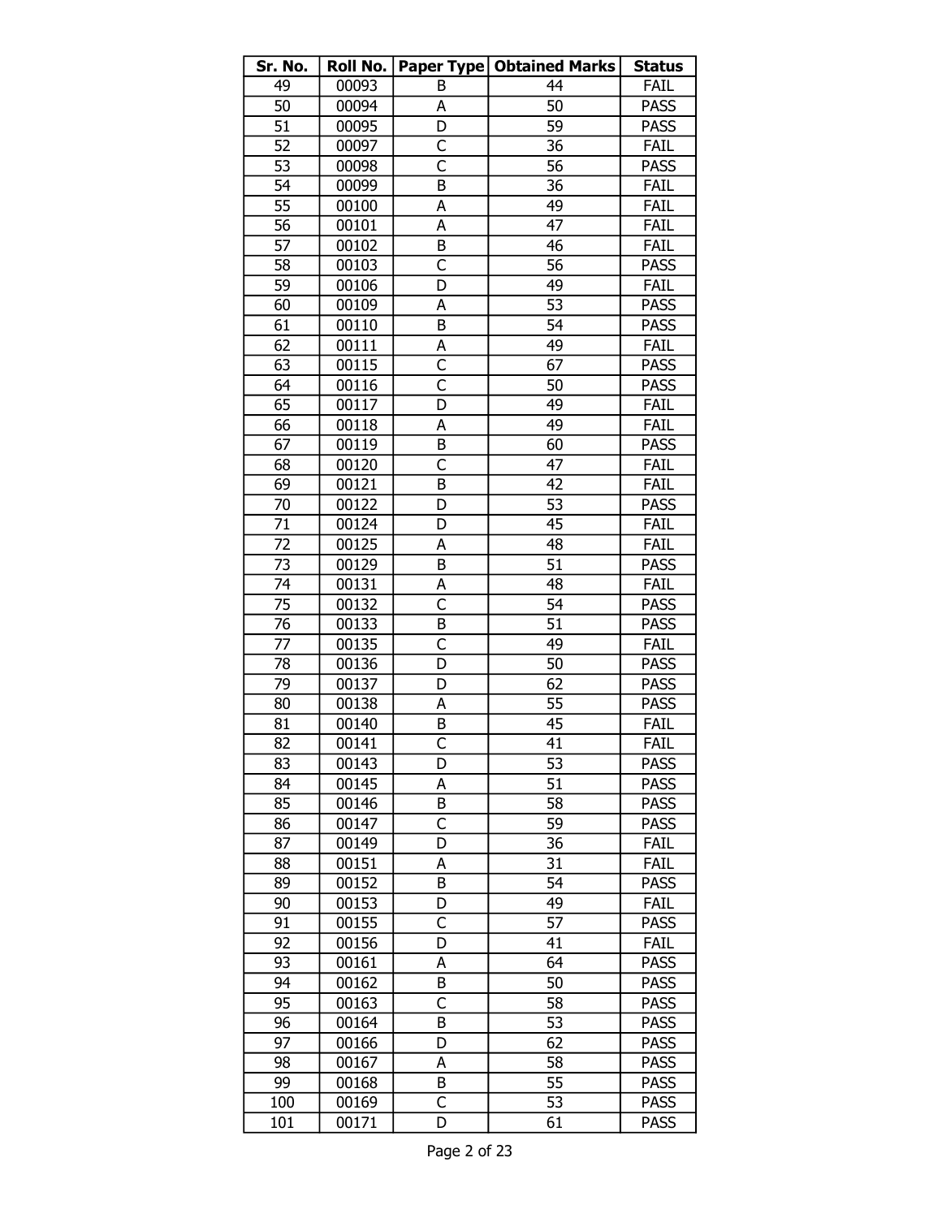| Sr. No. | Roll No. | Paper Type | Obtained Marks | Status |
|---|---|---|---|---|
| 49 | 00093 | B | 44 | FAIL |
| 50 | 00094 | A | 50 | PASS |
| 51 | 00095 | D | 59 | PASS |
| 52 | 00097 | C | 36 | FAIL |
| 53 | 00098 | C | 56 | PASS |
| 54 | 00099 | B | 36 | FAIL |
| 55 | 00100 | A | 49 | FAIL |
| 56 | 00101 | A | 47 | FAIL |
| 57 | 00102 | B | 46 | FAIL |
| 58 | 00103 | C | 56 | PASS |
| 59 | 00106 | D | 49 | FAIL |
| 60 | 00109 | A | 53 | PASS |
| 61 | 00110 | B | 54 | PASS |
| 62 | 00111 | A | 49 | FAIL |
| 63 | 00115 | C | 67 | PASS |
| 64 | 00116 | C | 50 | PASS |
| 65 | 00117 | D | 49 | FAIL |
| 66 | 00118 | A | 49 | FAIL |
| 67 | 00119 | B | 60 | PASS |
| 68 | 00120 | C | 47 | FAIL |
| 69 | 00121 | B | 42 | FAIL |
| 70 | 00122 | D | 53 | PASS |
| 71 | 00124 | D | 45 | FAIL |
| 72 | 00125 | A | 48 | FAIL |
| 73 | 00129 | B | 51 | PASS |
| 74 | 00131 | A | 48 | FAIL |
| 75 | 00132 | C | 54 | PASS |
| 76 | 00133 | B | 51 | PASS |
| 77 | 00135 | C | 49 | FAIL |
| 78 | 00136 | D | 50 | PASS |
| 79 | 00137 | D | 62 | PASS |
| 80 | 00138 | A | 55 | PASS |
| 81 | 00140 | B | 45 | FAIL |
| 82 | 00141 | C | 41 | FAIL |
| 83 | 00143 | D | 53 | PASS |
| 84 | 00145 | A | 51 | PASS |
| 85 | 00146 | B | 58 | PASS |
| 86 | 00147 | C | 59 | PASS |
| 87 | 00149 | D | 36 | FAIL |
| 88 | 00151 | A | 31 | FAIL |
| 89 | 00152 | B | 54 | PASS |
| 90 | 00153 | D | 49 | FAIL |
| 91 | 00155 | C | 57 | PASS |
| 92 | 00156 | D | 41 | FAIL |
| 93 | 00161 | A | 64 | PASS |
| 94 | 00162 | B | 50 | PASS |
| 95 | 00163 | C | 58 | PASS |
| 96 | 00164 | B | 53 | PASS |
| 97 | 00166 | D | 62 | PASS |
| 98 | 00167 | A | 58 | PASS |
| 99 | 00168 | B | 55 | PASS |
| 100 | 00169 | C | 53 | PASS |
| 101 | 00171 | D | 61 | PASS |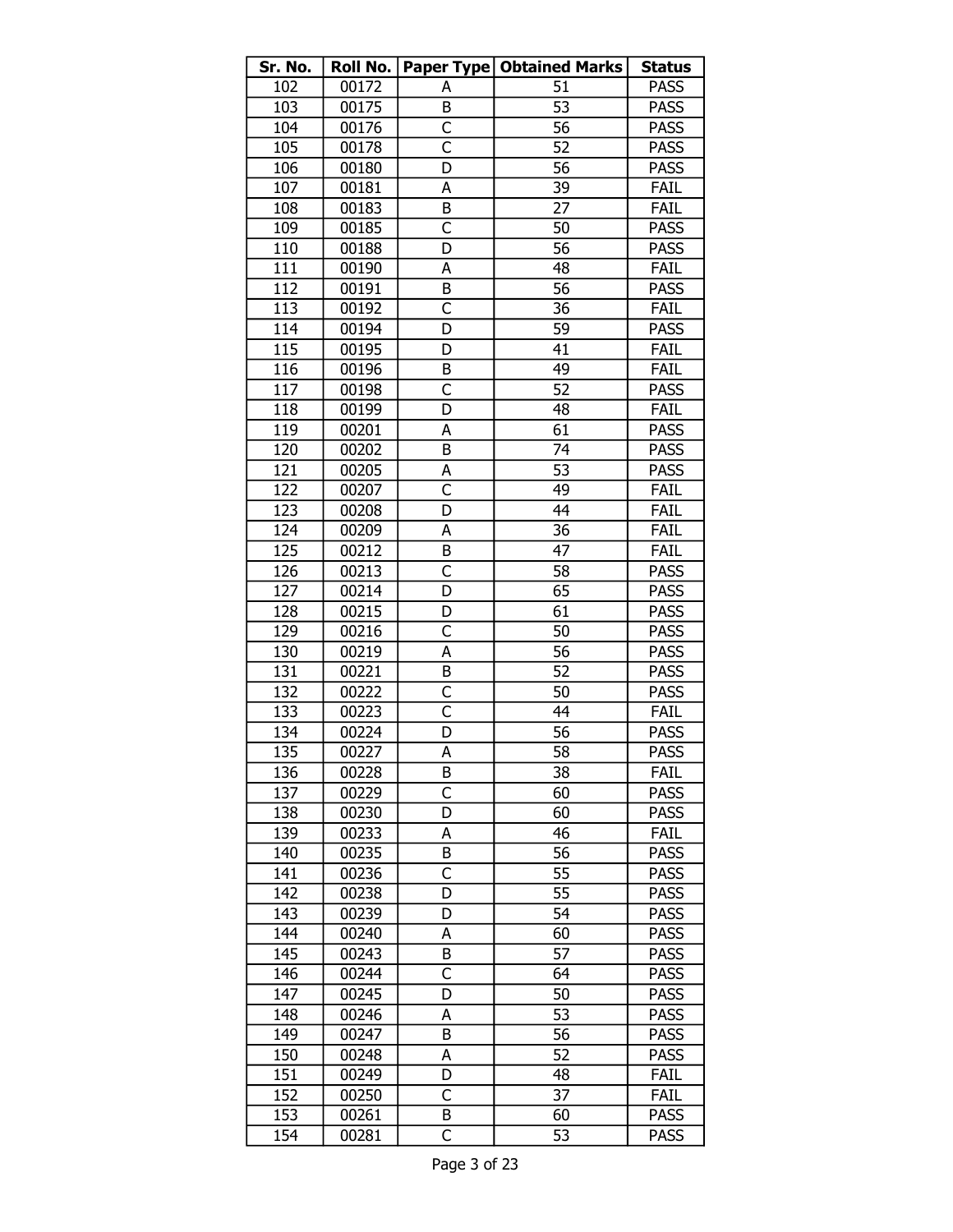| Sr. No. | Roll No. | Paper Type | Obtained Marks | Status |
|---|---|---|---|---|
| 102 | 00172 | A | 51 | PASS |
| 103 | 00175 | B | 53 | PASS |
| 104 | 00176 | C | 56 | PASS |
| 105 | 00178 | C | 52 | PASS |
| 106 | 00180 | D | 56 | PASS |
| 107 | 00181 | A | 39 | FAIL |
| 108 | 00183 | B | 27 | FAIL |
| 109 | 00185 | C | 50 | PASS |
| 110 | 00188 | D | 56 | PASS |
| 111 | 00190 | A | 48 | FAIL |
| 112 | 00191 | B | 56 | PASS |
| 113 | 00192 | C | 36 | FAIL |
| 114 | 00194 | D | 59 | PASS |
| 115 | 00195 | D | 41 | FAIL |
| 116 | 00196 | B | 49 | FAIL |
| 117 | 00198 | C | 52 | PASS |
| 118 | 00199 | D | 48 | FAIL |
| 119 | 00201 | A | 61 | PASS |
| 120 | 00202 | B | 74 | PASS |
| 121 | 00205 | A | 53 | PASS |
| 122 | 00207 | C | 49 | FAIL |
| 123 | 00208 | D | 44 | FAIL |
| 124 | 00209 | A | 36 | FAIL |
| 125 | 00212 | B | 47 | FAIL |
| 126 | 00213 | C | 58 | PASS |
| 127 | 00214 | D | 65 | PASS |
| 128 | 00215 | D | 61 | PASS |
| 129 | 00216 | C | 50 | PASS |
| 130 | 00219 | A | 56 | PASS |
| 131 | 00221 | B | 52 | PASS |
| 132 | 00222 | C | 50 | PASS |
| 133 | 00223 | C | 44 | FAIL |
| 134 | 00224 | D | 56 | PASS |
| 135 | 00227 | A | 58 | PASS |
| 136 | 00228 | B | 38 | FAIL |
| 137 | 00229 | C | 60 | PASS |
| 138 | 00230 | D | 60 | PASS |
| 139 | 00233 | A | 46 | FAIL |
| 140 | 00235 | B | 56 | PASS |
| 141 | 00236 | C | 55 | PASS |
| 142 | 00238 | D | 55 | PASS |
| 143 | 00239 | D | 54 | PASS |
| 144 | 00240 | A | 60 | PASS |
| 145 | 00243 | B | 57 | PASS |
| 146 | 00244 | C | 64 | PASS |
| 147 | 00245 | D | 50 | PASS |
| 148 | 00246 | A | 53 | PASS |
| 149 | 00247 | B | 56 | PASS |
| 150 | 00248 | A | 52 | PASS |
| 151 | 00249 | D | 48 | FAIL |
| 152 | 00250 | C | 37 | FAIL |
| 153 | 00261 | B | 60 | PASS |
| 154 | 00281 | C | 53 | PASS |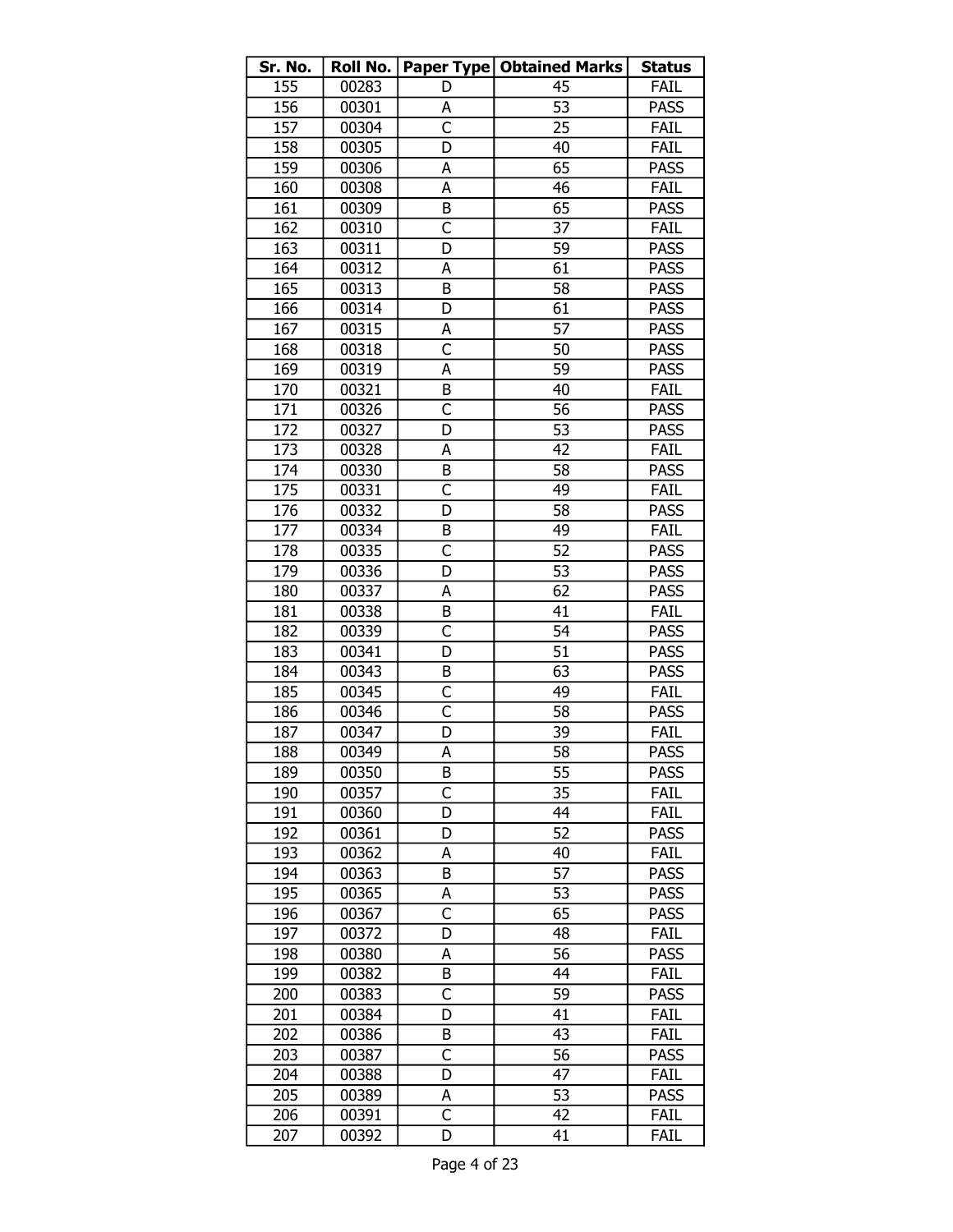| Sr. No. | Roll No. | Paper Type | Obtained Marks | Status |
|---|---|---|---|---|
| 155 | 00283 | D | 45 | FAIL |
| 156 | 00301 | A | 53 | PASS |
| 157 | 00304 | C | 25 | FAIL |
| 158 | 00305 | D | 40 | FAIL |
| 159 | 00306 | A | 65 | PASS |
| 160 | 00308 | A | 46 | FAIL |
| 161 | 00309 | B | 65 | PASS |
| 162 | 00310 | C | 37 | FAIL |
| 163 | 00311 | D | 59 | PASS |
| 164 | 00312 | A | 61 | PASS |
| 165 | 00313 | B | 58 | PASS |
| 166 | 00314 | D | 61 | PASS |
| 167 | 00315 | A | 57 | PASS |
| 168 | 00318 | C | 50 | PASS |
| 169 | 00319 | A | 59 | PASS |
| 170 | 00321 | B | 40 | FAIL |
| 171 | 00326 | C | 56 | PASS |
| 172 | 00327 | D | 53 | PASS |
| 173 | 00328 | A | 42 | FAIL |
| 174 | 00330 | B | 58 | PASS |
| 175 | 00331 | C | 49 | FAIL |
| 176 | 00332 | D | 58 | PASS |
| 177 | 00334 | B | 49 | FAIL |
| 178 | 00335 | C | 52 | PASS |
| 179 | 00336 | D | 53 | PASS |
| 180 | 00337 | A | 62 | PASS |
| 181 | 00338 | B | 41 | FAIL |
| 182 | 00339 | C | 54 | PASS |
| 183 | 00341 | D | 51 | PASS |
| 184 | 00343 | B | 63 | PASS |
| 185 | 00345 | C | 49 | FAIL |
| 186 | 00346 | C | 58 | PASS |
| 187 | 00347 | D | 39 | FAIL |
| 188 | 00349 | A | 58 | PASS |
| 189 | 00350 | B | 55 | PASS |
| 190 | 00357 | C | 35 | FAIL |
| 191 | 00360 | D | 44 | FAIL |
| 192 | 00361 | D | 52 | PASS |
| 193 | 00362 | A | 40 | FAIL |
| 194 | 00363 | B | 57 | PASS |
| 195 | 00365 | A | 53 | PASS |
| 196 | 00367 | C | 65 | PASS |
| 197 | 00372 | D | 48 | FAIL |
| 198 | 00380 | A | 56 | PASS |
| 199 | 00382 | B | 44 | FAIL |
| 200 | 00383 | C | 59 | PASS |
| 201 | 00384 | D | 41 | FAIL |
| 202 | 00386 | B | 43 | FAIL |
| 203 | 00387 | C | 56 | PASS |
| 204 | 00388 | D | 47 | FAIL |
| 205 | 00389 | A | 53 | PASS |
| 206 | 00391 | C | 42 | FAIL |
| 207 | 00392 | D | 41 | FAIL |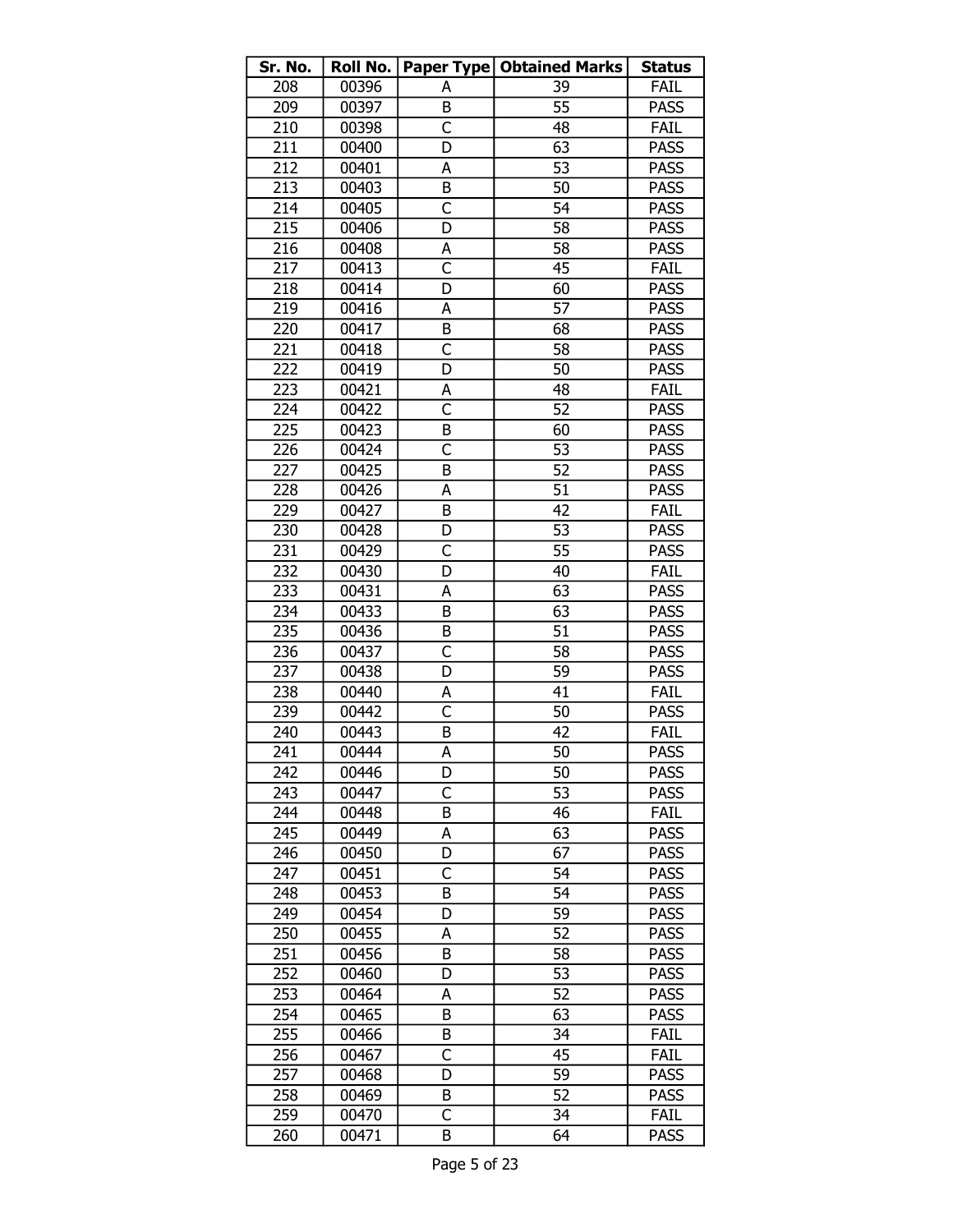| Sr. No. | Roll No. | Paper Type | Obtained Marks | Status |
|---|---|---|---|---|
| 208 | 00396 | A | 39 | FAIL |
| 209 | 00397 | B | 55 | PASS |
| 210 | 00398 | C | 48 | FAIL |
| 211 | 00400 | D | 63 | PASS |
| 212 | 00401 | A | 53 | PASS |
| 213 | 00403 | B | 50 | PASS |
| 214 | 00405 | C | 54 | PASS |
| 215 | 00406 | D | 58 | PASS |
| 216 | 00408 | A | 58 | PASS |
| 217 | 00413 | C | 45 | FAIL |
| 218 | 00414 | D | 60 | PASS |
| 219 | 00416 | A | 57 | PASS |
| 220 | 00417 | B | 68 | PASS |
| 221 | 00418 | C | 58 | PASS |
| 222 | 00419 | D | 50 | PASS |
| 223 | 00421 | A | 48 | FAIL |
| 224 | 00422 | C | 52 | PASS |
| 225 | 00423 | B | 60 | PASS |
| 226 | 00424 | C | 53 | PASS |
| 227 | 00425 | B | 52 | PASS |
| 228 | 00426 | A | 51 | PASS |
| 229 | 00427 | B | 42 | FAIL |
| 230 | 00428 | D | 53 | PASS |
| 231 | 00429 | C | 55 | PASS |
| 232 | 00430 | D | 40 | FAIL |
| 233 | 00431 | A | 63 | PASS |
| 234 | 00433 | B | 63 | PASS |
| 235 | 00436 | B | 51 | PASS |
| 236 | 00437 | C | 58 | PASS |
| 237 | 00438 | D | 59 | PASS |
| 238 | 00440 | A | 41 | FAIL |
| 239 | 00442 | C | 50 | PASS |
| 240 | 00443 | B | 42 | FAIL |
| 241 | 00444 | A | 50 | PASS |
| 242 | 00446 | D | 50 | PASS |
| 243 | 00447 | C | 53 | PASS |
| 244 | 00448 | B | 46 | FAIL |
| 245 | 00449 | A | 63 | PASS |
| 246 | 00450 | D | 67 | PASS |
| 247 | 00451 | C | 54 | PASS |
| 248 | 00453 | B | 54 | PASS |
| 249 | 00454 | D | 59 | PASS |
| 250 | 00455 | A | 52 | PASS |
| 251 | 00456 | B | 58 | PASS |
| 252 | 00460 | D | 53 | PASS |
| 253 | 00464 | A | 52 | PASS |
| 254 | 00465 | B | 63 | PASS |
| 255 | 00466 | B | 34 | FAIL |
| 256 | 00467 | C | 45 | FAIL |
| 257 | 00468 | D | 59 | PASS |
| 258 | 00469 | B | 52 | PASS |
| 259 | 00470 | C | 34 | FAIL |
| 260 | 00471 | B | 64 | PASS |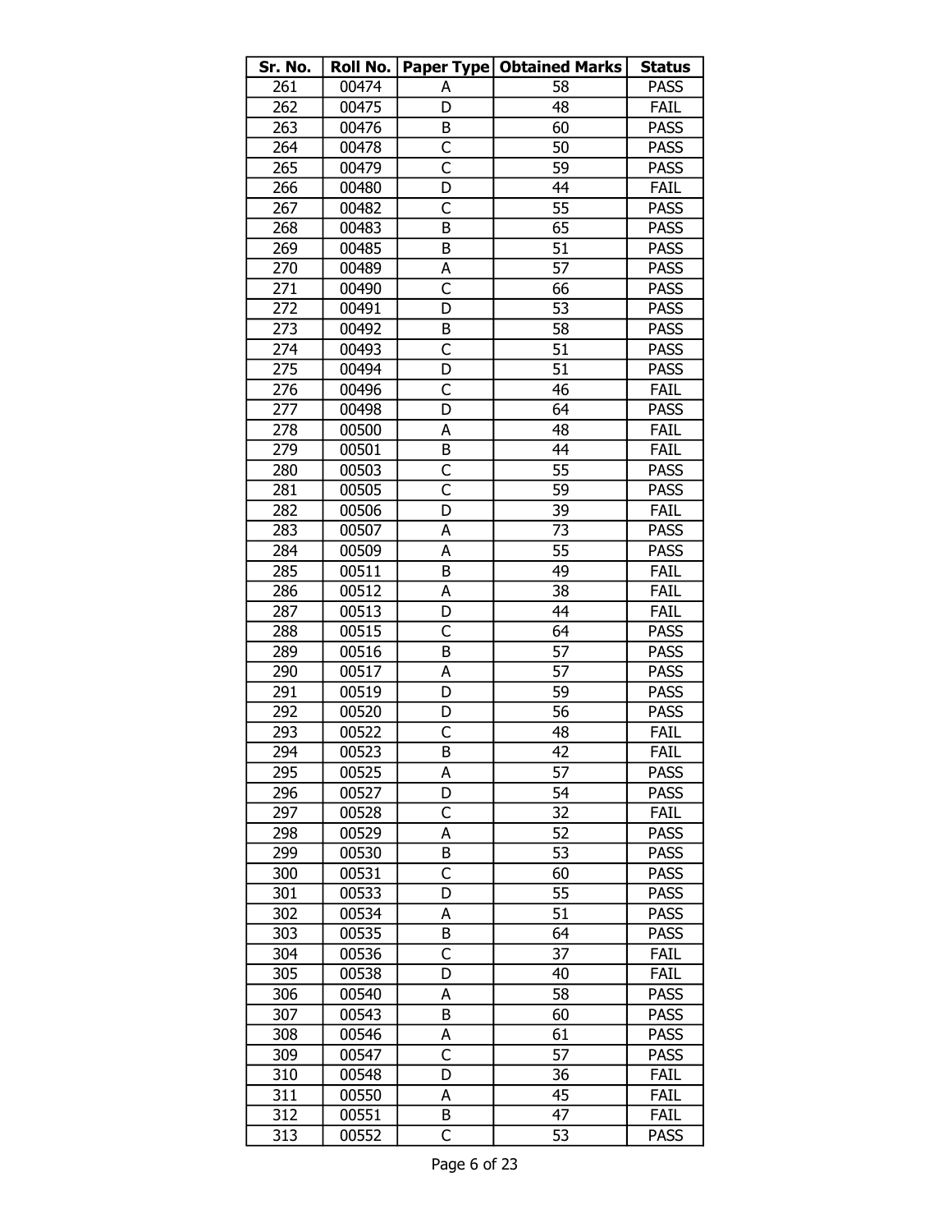| Sr. No. | Roll No. | Paper Type | Obtained Marks | Status |
|---|---|---|---|---|
| 261 | 00474 | A | 58 | PASS |
| 262 | 00475 | D | 48 | FAIL |
| 263 | 00476 | B | 60 | PASS |
| 264 | 00478 | C | 50 | PASS |
| 265 | 00479 | C | 59 | PASS |
| 266 | 00480 | D | 44 | FAIL |
| 267 | 00482 | C | 55 | PASS |
| 268 | 00483 | B | 65 | PASS |
| 269 | 00485 | B | 51 | PASS |
| 270 | 00489 | A | 57 | PASS |
| 271 | 00490 | C | 66 | PASS |
| 272 | 00491 | D | 53 | PASS |
| 273 | 00492 | B | 58 | PASS |
| 274 | 00493 | C | 51 | PASS |
| 275 | 00494 | D | 51 | PASS |
| 276 | 00496 | C | 46 | FAIL |
| 277 | 00498 | D | 64 | PASS |
| 278 | 00500 | A | 48 | FAIL |
| 279 | 00501 | B | 44 | FAIL |
| 280 | 00503 | C | 55 | PASS |
| 281 | 00505 | C | 59 | PASS |
| 282 | 00506 | D | 39 | FAIL |
| 283 | 00507 | A | 73 | PASS |
| 284 | 00509 | A | 55 | PASS |
| 285 | 00511 | B | 49 | FAIL |
| 286 | 00512 | A | 38 | FAIL |
| 287 | 00513 | D | 44 | FAIL |
| 288 | 00515 | C | 64 | PASS |
| 289 | 00516 | B | 57 | PASS |
| 290 | 00517 | A | 57 | PASS |
| 291 | 00519 | D | 59 | PASS |
| 292 | 00520 | D | 56 | PASS |
| 293 | 00522 | C | 48 | FAIL |
| 294 | 00523 | B | 42 | FAIL |
| 295 | 00525 | A | 57 | PASS |
| 296 | 00527 | D | 54 | PASS |
| 297 | 00528 | C | 32 | FAIL |
| 298 | 00529 | A | 52 | PASS |
| 299 | 00530 | B | 53 | PASS |
| 300 | 00531 | C | 60 | PASS |
| 301 | 00533 | D | 55 | PASS |
| 302 | 00534 | A | 51 | PASS |
| 303 | 00535 | B | 64 | PASS |
| 304 | 00536 | C | 37 | FAIL |
| 305 | 00538 | D | 40 | FAIL |
| 306 | 00540 | A | 58 | PASS |
| 307 | 00543 | B | 60 | PASS |
| 308 | 00546 | A | 61 | PASS |
| 309 | 00547 | C | 57 | PASS |
| 310 | 00548 | D | 36 | FAIL |
| 311 | 00550 | A | 45 | FAIL |
| 312 | 00551 | B | 47 | FAIL |
| 313 | 00552 | C | 53 | PASS |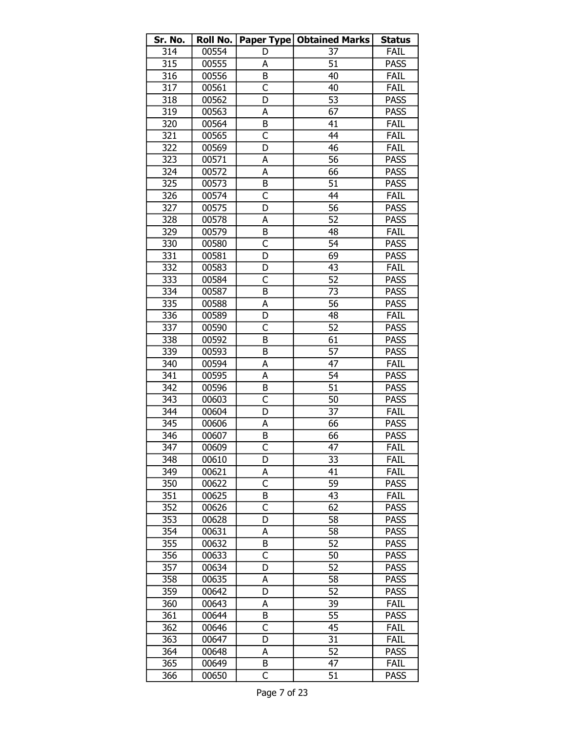| Sr. No. | Roll No. | Paper Type | Obtained Marks | Status |
|---|---|---|---|---|
| 314 | 00554 | D | 37 | FAIL |
| 315 | 00555 | A | 51 | PASS |
| 316 | 00556 | B | 40 | FAIL |
| 317 | 00561 | C | 40 | FAIL |
| 318 | 00562 | D | 53 | PASS |
| 319 | 00563 | A | 67 | PASS |
| 320 | 00564 | B | 41 | FAIL |
| 321 | 00565 | C | 44 | FAIL |
| 322 | 00569 | D | 46 | FAIL |
| 323 | 00571 | A | 56 | PASS |
| 324 | 00572 | A | 66 | PASS |
| 325 | 00573 | B | 51 | PASS |
| 326 | 00574 | C | 44 | FAIL |
| 327 | 00575 | D | 56 | PASS |
| 328 | 00578 | A | 52 | PASS |
| 329 | 00579 | B | 48 | FAIL |
| 330 | 00580 | C | 54 | PASS |
| 331 | 00581 | D | 69 | PASS |
| 332 | 00583 | D | 43 | FAIL |
| 333 | 00584 | C | 52 | PASS |
| 334 | 00587 | B | 73 | PASS |
| 335 | 00588 | A | 56 | PASS |
| 336 | 00589 | D | 48 | FAIL |
| 337 | 00590 | C | 52 | PASS |
| 338 | 00592 | B | 61 | PASS |
| 339 | 00593 | B | 57 | PASS |
| 340 | 00594 | A | 47 | FAIL |
| 341 | 00595 | A | 54 | PASS |
| 342 | 00596 | B | 51 | PASS |
| 343 | 00603 | C | 50 | PASS |
| 344 | 00604 | D | 37 | FAIL |
| 345 | 00606 | A | 66 | PASS |
| 346 | 00607 | B | 66 | PASS |
| 347 | 00609 | C | 47 | FAIL |
| 348 | 00610 | D | 33 | FAIL |
| 349 | 00621 | A | 41 | FAIL |
| 350 | 00622 | C | 59 | PASS |
| 351 | 00625 | B | 43 | FAIL |
| 352 | 00626 | C | 62 | PASS |
| 353 | 00628 | D | 58 | PASS |
| 354 | 00631 | A | 58 | PASS |
| 355 | 00632 | B | 52 | PASS |
| 356 | 00633 | C | 50 | PASS |
| 357 | 00634 | D | 52 | PASS |
| 358 | 00635 | A | 58 | PASS |
| 359 | 00642 | D | 52 | PASS |
| 360 | 00643 | A | 39 | FAIL |
| 361 | 00644 | B | 55 | PASS |
| 362 | 00646 | C | 45 | FAIL |
| 363 | 00647 | D | 31 | FAIL |
| 364 | 00648 | A | 52 | PASS |
| 365 | 00649 | B | 47 | FAIL |
| 366 | 00650 | C | 51 | PASS |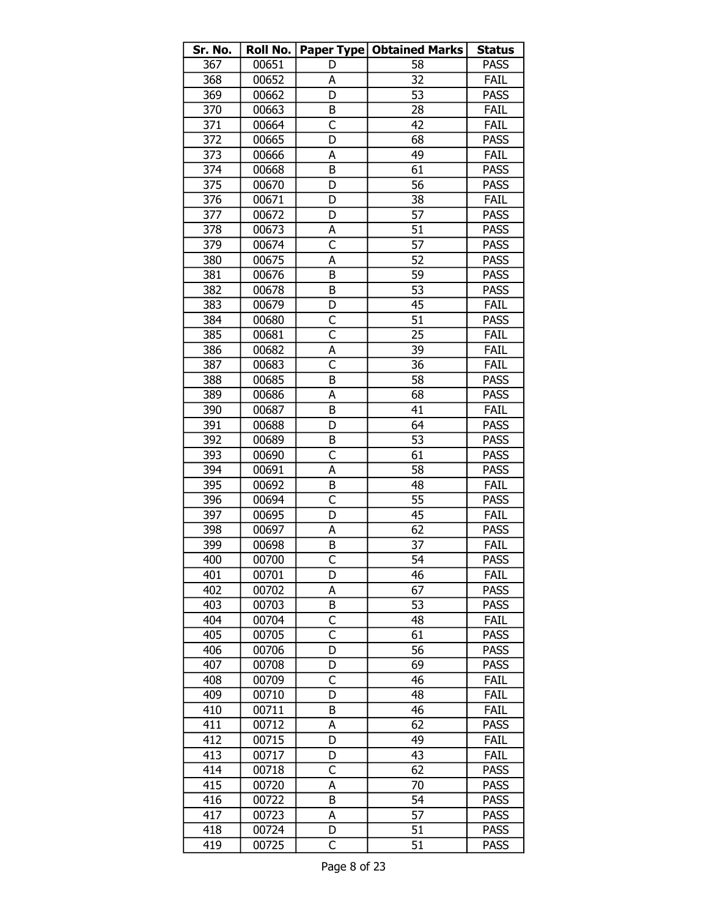| Sr. No. | Roll No. | Paper Type | Obtained Marks | Status |
|---|---|---|---|---|
| 367 | 00651 | D | 58 | PASS |
| 368 | 00652 | A | 32 | FAIL |
| 369 | 00662 | D | 53 | PASS |
| 370 | 00663 | B | 28 | FAIL |
| 371 | 00664 | C | 42 | FAIL |
| 372 | 00665 | D | 68 | PASS |
| 373 | 00666 | A | 49 | FAIL |
| 374 | 00668 | B | 61 | PASS |
| 375 | 00670 | D | 56 | PASS |
| 376 | 00671 | D | 38 | FAIL |
| 377 | 00672 | D | 57 | PASS |
| 378 | 00673 | A | 51 | PASS |
| 379 | 00674 | C | 57 | PASS |
| 380 | 00675 | A | 52 | PASS |
| 381 | 00676 | B | 59 | PASS |
| 382 | 00678 | B | 53 | PASS |
| 383 | 00679 | D | 45 | FAIL |
| 384 | 00680 | C | 51 | PASS |
| 385 | 00681 | C | 25 | FAIL |
| 386 | 00682 | A | 39 | FAIL |
| 387 | 00683 | C | 36 | FAIL |
| 388 | 00685 | B | 58 | PASS |
| 389 | 00686 | A | 68 | PASS |
| 390 | 00687 | B | 41 | FAIL |
| 391 | 00688 | D | 64 | PASS |
| 392 | 00689 | B | 53 | PASS |
| 393 | 00690 | C | 61 | PASS |
| 394 | 00691 | A | 58 | PASS |
| 395 | 00692 | B | 48 | FAIL |
| 396 | 00694 | C | 55 | PASS |
| 397 | 00695 | D | 45 | FAIL |
| 398 | 00697 | A | 62 | PASS |
| 399 | 00698 | B | 37 | FAIL |
| 400 | 00700 | C | 54 | PASS |
| 401 | 00701 | D | 46 | FAIL |
| 402 | 00702 | A | 67 | PASS |
| 403 | 00703 | B | 53 | PASS |
| 404 | 00704 | C | 48 | FAIL |
| 405 | 00705 | C | 61 | PASS |
| 406 | 00706 | D | 56 | PASS |
| 407 | 00708 | D | 69 | PASS |
| 408 | 00709 | C | 46 | FAIL |
| 409 | 00710 | D | 48 | FAIL |
| 410 | 00711 | B | 46 | FAIL |
| 411 | 00712 | A | 62 | PASS |
| 412 | 00715 | D | 49 | FAIL |
| 413 | 00717 | D | 43 | FAIL |
| 414 | 00718 | C | 62 | PASS |
| 415 | 00720 | A | 70 | PASS |
| 416 | 00722 | B | 54 | PASS |
| 417 | 00723 | A | 57 | PASS |
| 418 | 00724 | D | 51 | PASS |
| 419 | 00725 | C | 51 | PASS |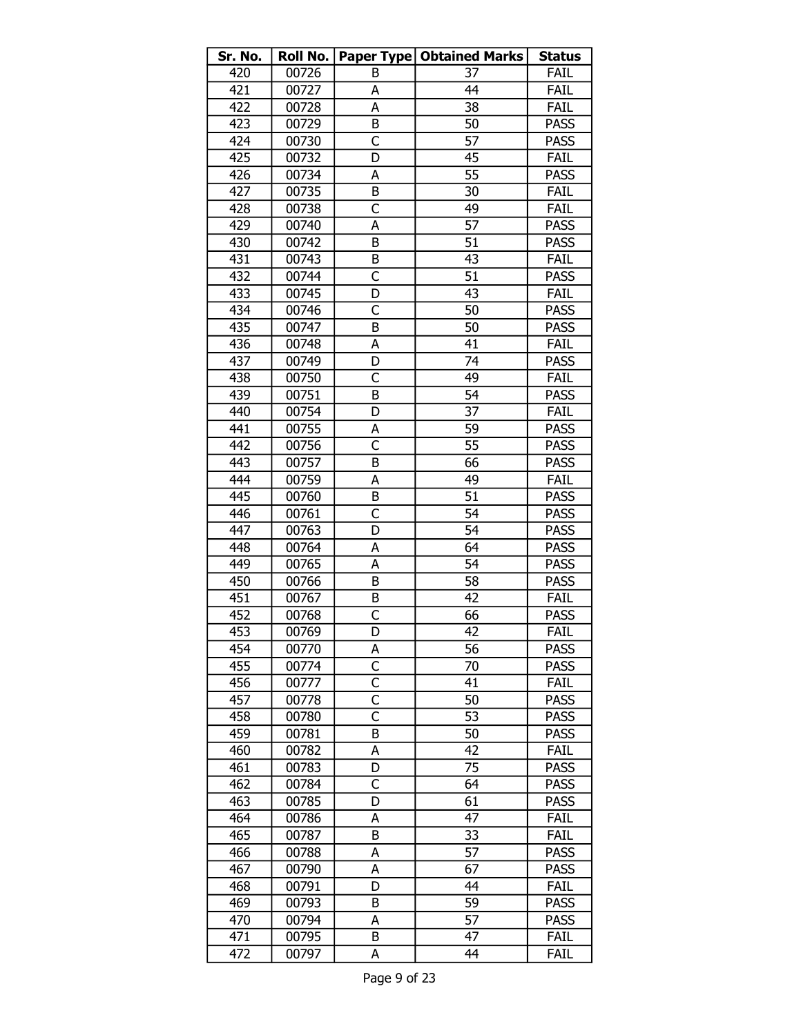| Sr. No. | Roll No. | Paper Type | Obtained Marks | Status |
|---|---|---|---|---|
| 420 | 00726 | B | 37 | FAIL |
| 421 | 00727 | A | 44 | FAIL |
| 422 | 00728 | A | 38 | FAIL |
| 423 | 00729 | B | 50 | PASS |
| 424 | 00730 | C | 57 | PASS |
| 425 | 00732 | D | 45 | FAIL |
| 426 | 00734 | A | 55 | PASS |
| 427 | 00735 | B | 30 | FAIL |
| 428 | 00738 | C | 49 | FAIL |
| 429 | 00740 | A | 57 | PASS |
| 430 | 00742 | B | 51 | PASS |
| 431 | 00743 | B | 43 | FAIL |
| 432 | 00744 | C | 51 | PASS |
| 433 | 00745 | D | 43 | FAIL |
| 434 | 00746 | C | 50 | PASS |
| 435 | 00747 | B | 50 | PASS |
| 436 | 00748 | A | 41 | FAIL |
| 437 | 00749 | D | 74 | PASS |
| 438 | 00750 | C | 49 | FAIL |
| 439 | 00751 | B | 54 | PASS |
| 440 | 00754 | D | 37 | FAIL |
| 441 | 00755 | A | 59 | PASS |
| 442 | 00756 | C | 55 | PASS |
| 443 | 00757 | B | 66 | PASS |
| 444 | 00759 | A | 49 | FAIL |
| 445 | 00760 | B | 51 | PASS |
| 446 | 00761 | C | 54 | PASS |
| 447 | 00763 | D | 54 | PASS |
| 448 | 00764 | A | 64 | PASS |
| 449 | 00765 | A | 54 | PASS |
| 450 | 00766 | B | 58 | PASS |
| 451 | 00767 | B | 42 | FAIL |
| 452 | 00768 | C | 66 | PASS |
| 453 | 00769 | D | 42 | FAIL |
| 454 | 00770 | A | 56 | PASS |
| 455 | 00774 | C | 70 | PASS |
| 456 | 00777 | C | 41 | FAIL |
| 457 | 00778 | C | 50 | PASS |
| 458 | 00780 | C | 53 | PASS |
| 459 | 00781 | B | 50 | PASS |
| 460 | 00782 | A | 42 | FAIL |
| 461 | 00783 | D | 75 | PASS |
| 462 | 00784 | C | 64 | PASS |
| 463 | 00785 | D | 61 | PASS |
| 464 | 00786 | A | 47 | FAIL |
| 465 | 00787 | B | 33 | FAIL |
| 466 | 00788 | A | 57 | PASS |
| 467 | 00790 | A | 67 | PASS |
| 468 | 00791 | D | 44 | FAIL |
| 469 | 00793 | B | 59 | PASS |
| 470 | 00794 | A | 57 | PASS |
| 471 | 00795 | B | 47 | FAIL |
| 472 | 00797 | A | 44 | FAIL |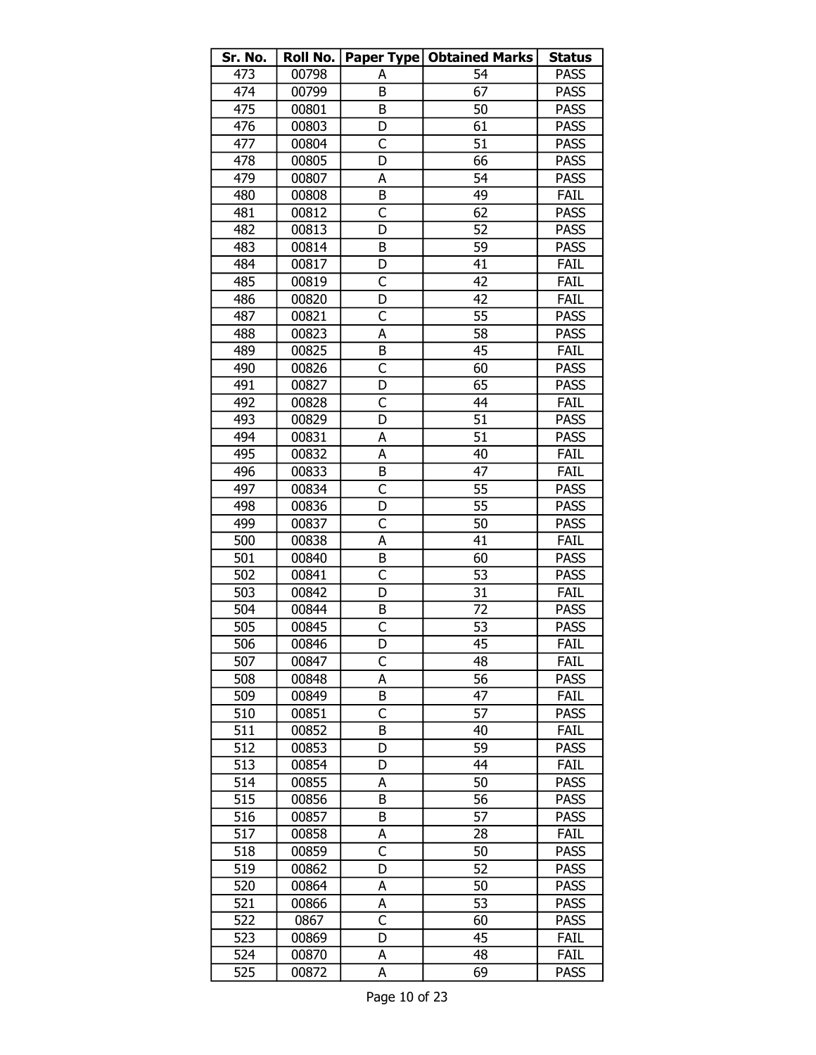| Sr. No. | Roll No. | Paper Type | Obtained Marks | Status |
|---|---|---|---|---|
| 473 | 00798 | A | 54 | PASS |
| 474 | 00799 | B | 67 | PASS |
| 475 | 00801 | B | 50 | PASS |
| 476 | 00803 | D | 61 | PASS |
| 477 | 00804 | C | 51 | PASS |
| 478 | 00805 | D | 66 | PASS |
| 479 | 00807 | A | 54 | PASS |
| 480 | 00808 | B | 49 | FAIL |
| 481 | 00812 | C | 62 | PASS |
| 482 | 00813 | D | 52 | PASS |
| 483 | 00814 | B | 59 | PASS |
| 484 | 00817 | D | 41 | FAIL |
| 485 | 00819 | C | 42 | FAIL |
| 486 | 00820 | D | 42 | FAIL |
| 487 | 00821 | C | 55 | PASS |
| 488 | 00823 | A | 58 | PASS |
| 489 | 00825 | B | 45 | FAIL |
| 490 | 00826 | C | 60 | PASS |
| 491 | 00827 | D | 65 | PASS |
| 492 | 00828 | C | 44 | FAIL |
| 493 | 00829 | D | 51 | PASS |
| 494 | 00831 | A | 51 | PASS |
| 495 | 00832 | A | 40 | FAIL |
| 496 | 00833 | B | 47 | FAIL |
| 497 | 00834 | C | 55 | PASS |
| 498 | 00836 | D | 55 | PASS |
| 499 | 00837 | C | 50 | PASS |
| 500 | 00838 | A | 41 | FAIL |
| 501 | 00840 | B | 60 | PASS |
| 502 | 00841 | C | 53 | PASS |
| 503 | 00842 | D | 31 | FAIL |
| 504 | 00844 | B | 72 | PASS |
| 505 | 00845 | C | 53 | PASS |
| 506 | 00846 | D | 45 | FAIL |
| 507 | 00847 | C | 48 | FAIL |
| 508 | 00848 | A | 56 | PASS |
| 509 | 00849 | B | 47 | FAIL |
| 510 | 00851 | C | 57 | PASS |
| 511 | 00852 | B | 40 | FAIL |
| 512 | 00853 | D | 59 | PASS |
| 513 | 00854 | D | 44 | FAIL |
| 514 | 00855 | A | 50 | PASS |
| 515 | 00856 | B | 56 | PASS |
| 516 | 00857 | B | 57 | PASS |
| 517 | 00858 | A | 28 | FAIL |
| 518 | 00859 | C | 50 | PASS |
| 519 | 00862 | D | 52 | PASS |
| 520 | 00864 | A | 50 | PASS |
| 521 | 00866 | A | 53 | PASS |
| 522 | 0867 | C | 60 | PASS |
| 523 | 00869 | D | 45 | FAIL |
| 524 | 00870 | A | 48 | FAIL |
| 525 | 00872 | A | 69 | PASS |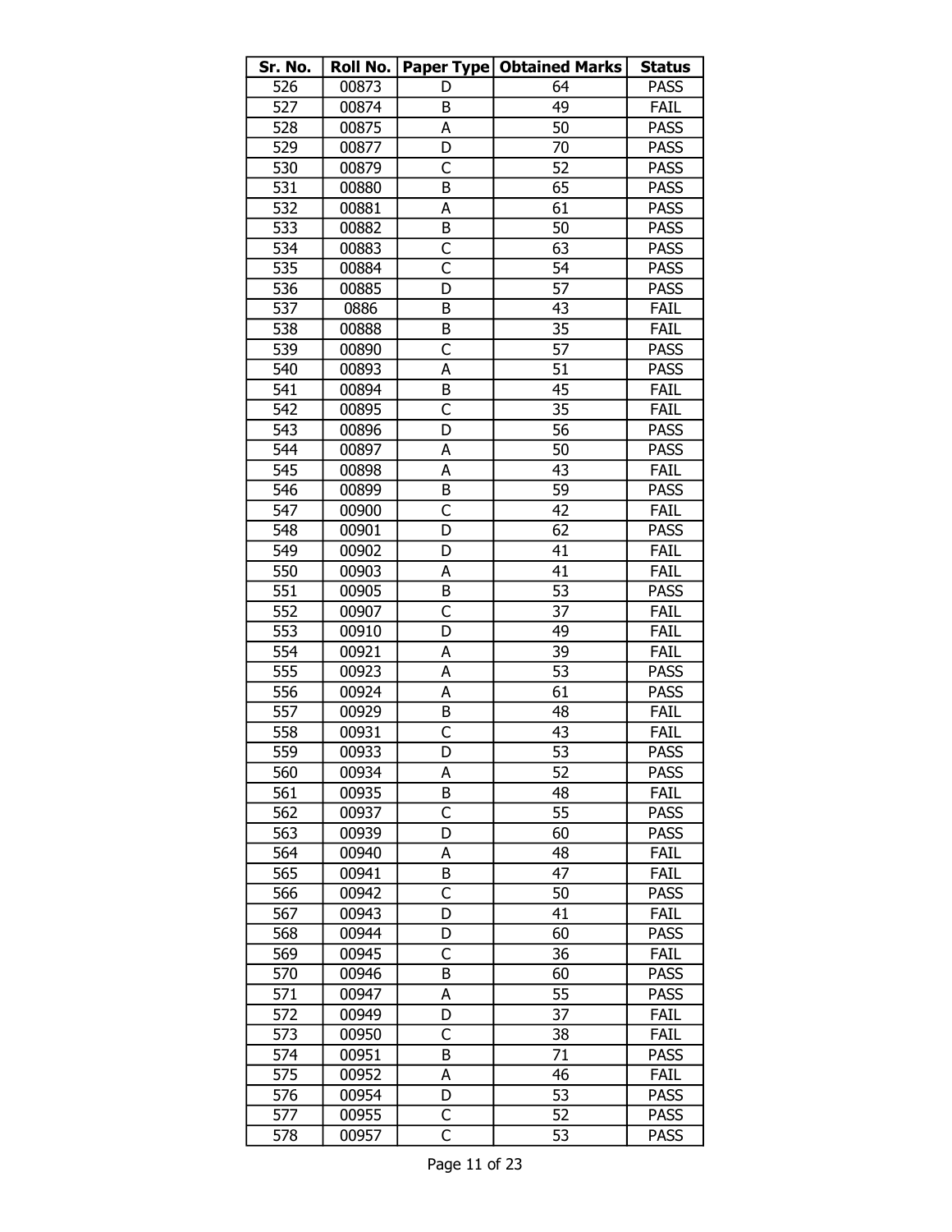| Sr. No. | Roll No. | Paper Type | Obtained Marks | Status |
|---|---|---|---|---|
| 526 | 00873 | D | 64 | PASS |
| 527 | 00874 | B | 49 | FAIL |
| 528 | 00875 | A | 50 | PASS |
| 529 | 00877 | D | 70 | PASS |
| 530 | 00879 | C | 52 | PASS |
| 531 | 00880 | B | 65 | PASS |
| 532 | 00881 | A | 61 | PASS |
| 533 | 00882 | B | 50 | PASS |
| 534 | 00883 | C | 63 | PASS |
| 535 | 00884 | C | 54 | PASS |
| 536 | 00885 | D | 57 | PASS |
| 537 | 0886 | B | 43 | FAIL |
| 538 | 00888 | B | 35 | FAIL |
| 539 | 00890 | C | 57 | PASS |
| 540 | 00893 | A | 51 | PASS |
| 541 | 00894 | B | 45 | FAIL |
| 542 | 00895 | C | 35 | FAIL |
| 543 | 00896 | D | 56 | PASS |
| 544 | 00897 | A | 50 | PASS |
| 545 | 00898 | A | 43 | FAIL |
| 546 | 00899 | B | 59 | PASS |
| 547 | 00900 | C | 42 | FAIL |
| 548 | 00901 | D | 62 | PASS |
| 549 | 00902 | D | 41 | FAIL |
| 550 | 00903 | A | 41 | FAIL |
| 551 | 00905 | B | 53 | PASS |
| 552 | 00907 | C | 37 | FAIL |
| 553 | 00910 | D | 49 | FAIL |
| 554 | 00921 | A | 39 | FAIL |
| 555 | 00923 | A | 53 | PASS |
| 556 | 00924 | A | 61 | PASS |
| 557 | 00929 | B | 48 | FAIL |
| 558 | 00931 | C | 43 | FAIL |
| 559 | 00933 | D | 53 | PASS |
| 560 | 00934 | A | 52 | PASS |
| 561 | 00935 | B | 48 | FAIL |
| 562 | 00937 | C | 55 | PASS |
| 563 | 00939 | D | 60 | PASS |
| 564 | 00940 | A | 48 | FAIL |
| 565 | 00941 | B | 47 | FAIL |
| 566 | 00942 | C | 50 | PASS |
| 567 | 00943 | D | 41 | FAIL |
| 568 | 00944 | D | 60 | PASS |
| 569 | 00945 | C | 36 | FAIL |
| 570 | 00946 | B | 60 | PASS |
| 571 | 00947 | A | 55 | PASS |
| 572 | 00949 | D | 37 | FAIL |
| 573 | 00950 | C | 38 | FAIL |
| 574 | 00951 | B | 71 | PASS |
| 575 | 00952 | A | 46 | FAIL |
| 576 | 00954 | D | 53 | PASS |
| 577 | 00955 | C | 52 | PASS |
| 578 | 00957 | C | 53 | PASS |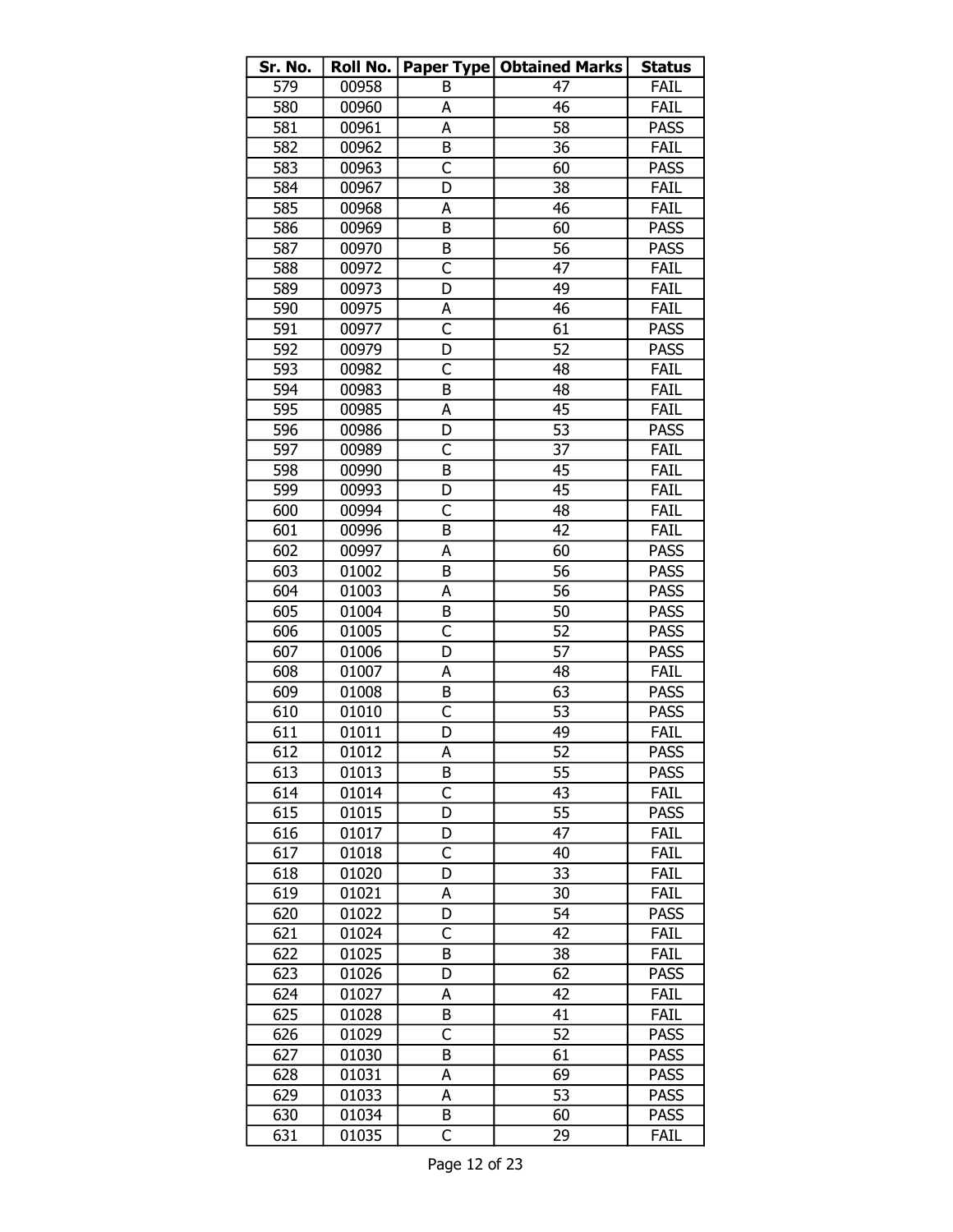| Sr. No. | Roll No. | Paper Type | Obtained Marks | Status |
|---|---|---|---|---|
| 579 | 00958 | B | 47 | FAIL |
| 580 | 00960 | A | 46 | FAIL |
| 581 | 00961 | A | 58 | PASS |
| 582 | 00962 | B | 36 | FAIL |
| 583 | 00963 | C | 60 | PASS |
| 584 | 00967 | D | 38 | FAIL |
| 585 | 00968 | A | 46 | FAIL |
| 586 | 00969 | B | 60 | PASS |
| 587 | 00970 | B | 56 | PASS |
| 588 | 00972 | C | 47 | FAIL |
| 589 | 00973 | D | 49 | FAIL |
| 590 | 00975 | A | 46 | FAIL |
| 591 | 00977 | C | 61 | PASS |
| 592 | 00979 | D | 52 | PASS |
| 593 | 00982 | C | 48 | FAIL |
| 594 | 00983 | B | 48 | FAIL |
| 595 | 00985 | A | 45 | FAIL |
| 596 | 00986 | D | 53 | PASS |
| 597 | 00989 | C | 37 | FAIL |
| 598 | 00990 | B | 45 | FAIL |
| 599 | 00993 | D | 45 | FAIL |
| 600 | 00994 | C | 48 | FAIL |
| 601 | 00996 | B | 42 | FAIL |
| 602 | 00997 | A | 60 | PASS |
| 603 | 01002 | B | 56 | PASS |
| 604 | 01003 | A | 56 | PASS |
| 605 | 01004 | B | 50 | PASS |
| 606 | 01005 | C | 52 | PASS |
| 607 | 01006 | D | 57 | PASS |
| 608 | 01007 | A | 48 | FAIL |
| 609 | 01008 | B | 63 | PASS |
| 610 | 01010 | C | 53 | PASS |
| 611 | 01011 | D | 49 | FAIL |
| 612 | 01012 | A | 52 | PASS |
| 613 | 01013 | B | 55 | PASS |
| 614 | 01014 | C | 43 | FAIL |
| 615 | 01015 | D | 55 | PASS |
| 616 | 01017 | D | 47 | FAIL |
| 617 | 01018 | C | 40 | FAIL |
| 618 | 01020 | D | 33 | FAIL |
| 619 | 01021 | A | 30 | FAIL |
| 620 | 01022 | D | 54 | PASS |
| 621 | 01024 | C | 42 | FAIL |
| 622 | 01025 | B | 38 | FAIL |
| 623 | 01026 | D | 62 | PASS |
| 624 | 01027 | A | 42 | FAIL |
| 625 | 01028 | B | 41 | FAIL |
| 626 | 01029 | C | 52 | PASS |
| 627 | 01030 | B | 61 | PASS |
| 628 | 01031 | A | 69 | PASS |
| 629 | 01033 | A | 53 | PASS |
| 630 | 01034 | B | 60 | PASS |
| 631 | 01035 | C | 29 | FAIL |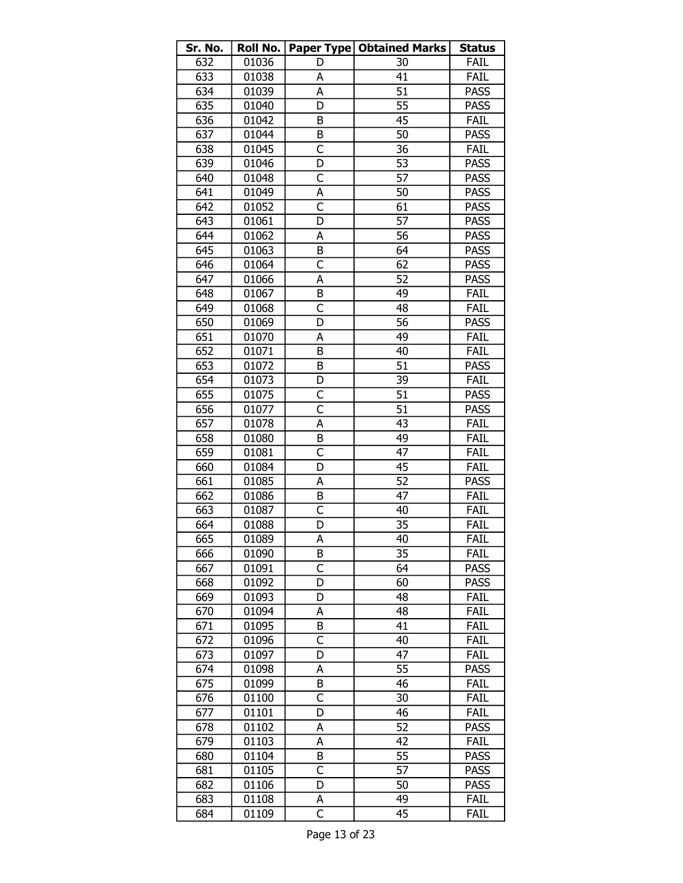| Sr. No. | Roll No. | Paper Type | Obtained Marks | Status |
|---|---|---|---|---|
| 632 | 01036 | D | 30 | FAIL |
| 633 | 01038 | A | 41 | FAIL |
| 634 | 01039 | A | 51 | PASS |
| 635 | 01040 | D | 55 | PASS |
| 636 | 01042 | B | 45 | FAIL |
| 637 | 01044 | B | 50 | PASS |
| 638 | 01045 | C | 36 | FAIL |
| 639 | 01046 | D | 53 | PASS |
| 640 | 01048 | C | 57 | PASS |
| 641 | 01049 | A | 50 | PASS |
| 642 | 01052 | C | 61 | PASS |
| 643 | 01061 | D | 57 | PASS |
| 644 | 01062 | A | 56 | PASS |
| 645 | 01063 | B | 64 | PASS |
| 646 | 01064 | C | 62 | PASS |
| 647 | 01066 | A | 52 | PASS |
| 648 | 01067 | B | 49 | FAIL |
| 649 | 01068 | C | 48 | FAIL |
| 650 | 01069 | D | 56 | PASS |
| 651 | 01070 | A | 49 | FAIL |
| 652 | 01071 | B | 40 | FAIL |
| 653 | 01072 | B | 51 | PASS |
| 654 | 01073 | D | 39 | FAIL |
| 655 | 01075 | C | 51 | PASS |
| 656 | 01077 | C | 51 | PASS |
| 657 | 01078 | A | 43 | FAIL |
| 658 | 01080 | B | 49 | FAIL |
| 659 | 01081 | C | 47 | FAIL |
| 660 | 01084 | D | 45 | FAIL |
| 661 | 01085 | A | 52 | PASS |
| 662 | 01086 | B | 47 | FAIL |
| 663 | 01087 | C | 40 | FAIL |
| 664 | 01088 | D | 35 | FAIL |
| 665 | 01089 | A | 40 | FAIL |
| 666 | 01090 | B | 35 | FAIL |
| 667 | 01091 | C | 64 | PASS |
| 668 | 01092 | D | 60 | PASS |
| 669 | 01093 | D | 48 | FAIL |
| 670 | 01094 | A | 48 | FAIL |
| 671 | 01095 | B | 41 | FAIL |
| 672 | 01096 | C | 40 | FAIL |
| 673 | 01097 | D | 47 | FAIL |
| 674 | 01098 | A | 55 | PASS |
| 675 | 01099 | B | 46 | FAIL |
| 676 | 01100 | C | 30 | FAIL |
| 677 | 01101 | D | 46 | FAIL |
| 678 | 01102 | A | 52 | PASS |
| 679 | 01103 | A | 42 | FAIL |
| 680 | 01104 | B | 55 | PASS |
| 681 | 01105 | C | 57 | PASS |
| 682 | 01106 | D | 50 | PASS |
| 683 | 01108 | A | 49 | FAIL |
| 684 | 01109 | C | 45 | FAIL |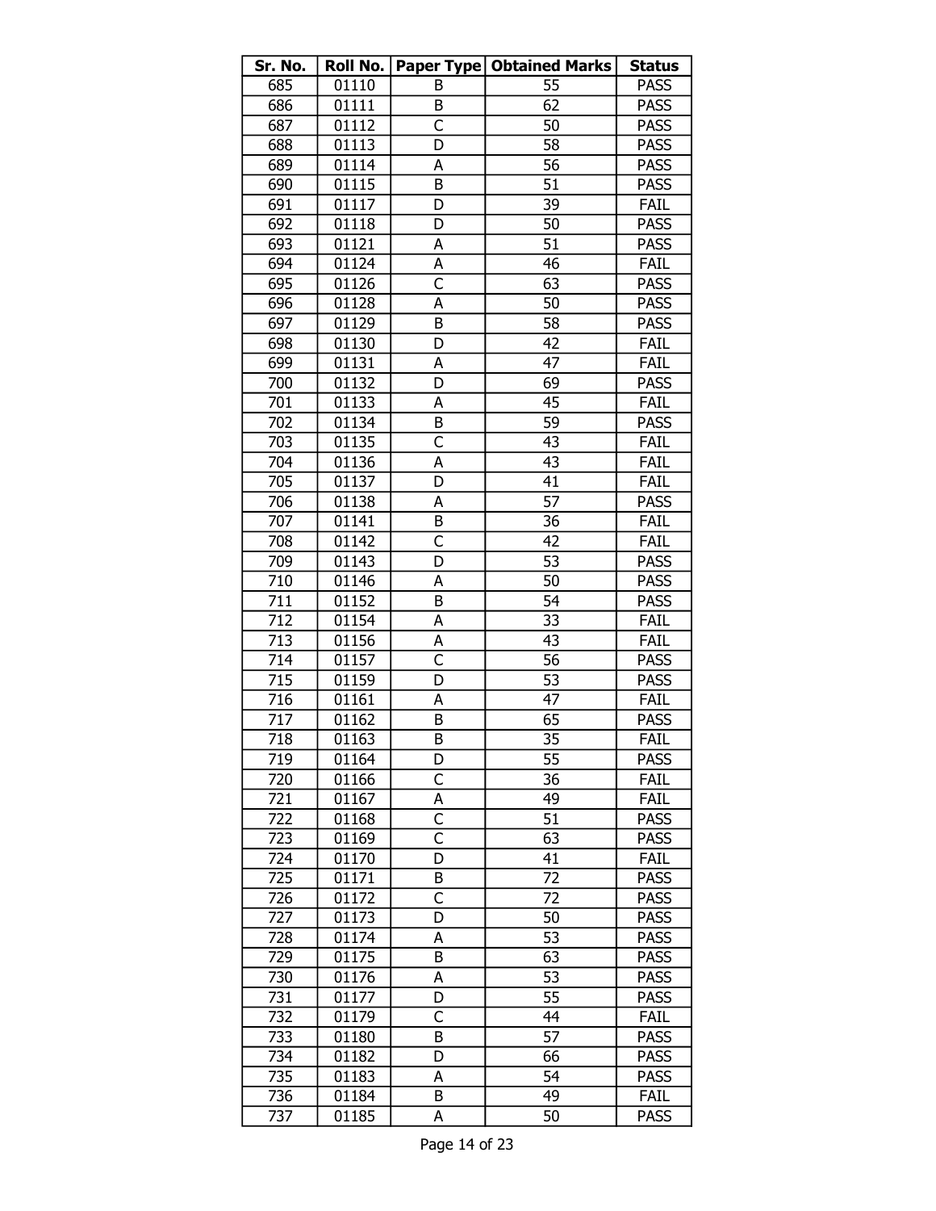| Sr. No. | Roll No. | Paper Type | Obtained Marks | Status |
|---|---|---|---|---|
| 685 | 01110 | B | 55 | PASS |
| 686 | 01111 | B | 62 | PASS |
| 687 | 01112 | C | 50 | PASS |
| 688 | 01113 | D | 58 | PASS |
| 689 | 01114 | A | 56 | PASS |
| 690 | 01115 | B | 51 | PASS |
| 691 | 01117 | D | 39 | FAIL |
| 692 | 01118 | D | 50 | PASS |
| 693 | 01121 | A | 51 | PASS |
| 694 | 01124 | A | 46 | FAIL |
| 695 | 01126 | C | 63 | PASS |
| 696 | 01128 | A | 50 | PASS |
| 697 | 01129 | B | 58 | PASS |
| 698 | 01130 | D | 42 | FAIL |
| 699 | 01131 | A | 47 | FAIL |
| 700 | 01132 | D | 69 | PASS |
| 701 | 01133 | A | 45 | FAIL |
| 702 | 01134 | B | 59 | PASS |
| 703 | 01135 | C | 43 | FAIL |
| 704 | 01136 | A | 43 | FAIL |
| 705 | 01137 | D | 41 | FAIL |
| 706 | 01138 | A | 57 | PASS |
| 707 | 01141 | B | 36 | FAIL |
| 708 | 01142 | C | 42 | FAIL |
| 709 | 01143 | D | 53 | PASS |
| 710 | 01146 | A | 50 | PASS |
| 711 | 01152 | B | 54 | PASS |
| 712 | 01154 | A | 33 | FAIL |
| 713 | 01156 | A | 43 | FAIL |
| 714 | 01157 | C | 56 | PASS |
| 715 | 01159 | D | 53 | PASS |
| 716 | 01161 | A | 47 | FAIL |
| 717 | 01162 | B | 65 | PASS |
| 718 | 01163 | B | 35 | FAIL |
| 719 | 01164 | D | 55 | PASS |
| 720 | 01166 | C | 36 | FAIL |
| 721 | 01167 | A | 49 | FAIL |
| 722 | 01168 | C | 51 | PASS |
| 723 | 01169 | C | 63 | PASS |
| 724 | 01170 | D | 41 | FAIL |
| 725 | 01171 | B | 72 | PASS |
| 726 | 01172 | C | 72 | PASS |
| 727 | 01173 | D | 50 | PASS |
| 728 | 01174 | A | 53 | PASS |
| 729 | 01175 | B | 63 | PASS |
| 730 | 01176 | A | 53 | PASS |
| 731 | 01177 | D | 55 | PASS |
| 732 | 01179 | C | 44 | FAIL |
| 733 | 01180 | B | 57 | PASS |
| 734 | 01182 | D | 66 | PASS |
| 735 | 01183 | A | 54 | PASS |
| 736 | 01184 | B | 49 | FAIL |
| 737 | 01185 | A | 50 | PASS |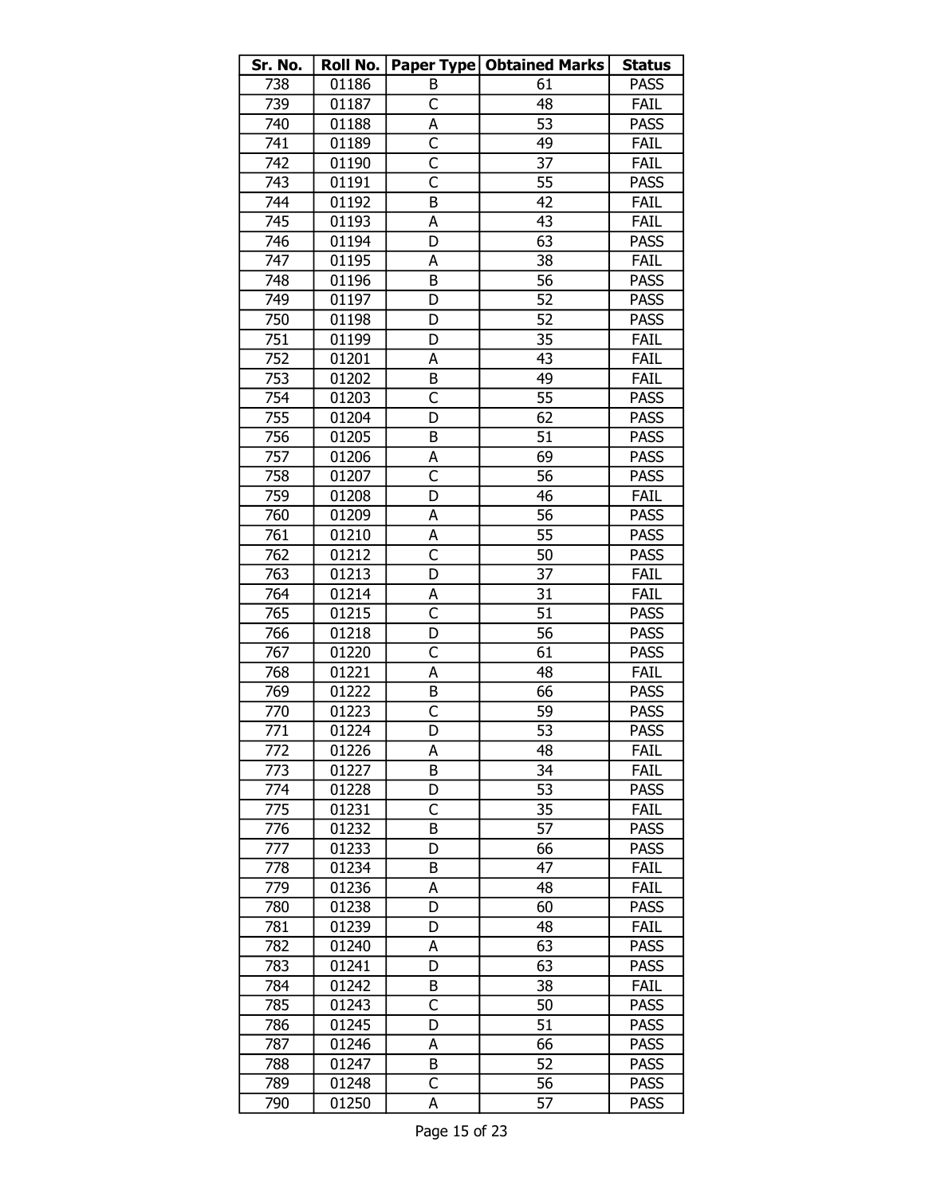| Sr. No. | Roll No. | Paper Type | Obtained Marks | Status |
|---|---|---|---|---|
| 738 | 01186 | B | 61 | PASS |
| 739 | 01187 | C | 48 | FAIL |
| 740 | 01188 | A | 53 | PASS |
| 741 | 01189 | C | 49 | FAIL |
| 742 | 01190 | C | 37 | FAIL |
| 743 | 01191 | C | 55 | PASS |
| 744 | 01192 | B | 42 | FAIL |
| 745 | 01193 | A | 43 | FAIL |
| 746 | 01194 | D | 63 | PASS |
| 747 | 01195 | A | 38 | FAIL |
| 748 | 01196 | B | 56 | PASS |
| 749 | 01197 | D | 52 | PASS |
| 750 | 01198 | D | 52 | PASS |
| 751 | 01199 | D | 35 | FAIL |
| 752 | 01201 | A | 43 | FAIL |
| 753 | 01202 | B | 49 | FAIL |
| 754 | 01203 | C | 55 | PASS |
| 755 | 01204 | D | 62 | PASS |
| 756 | 01205 | B | 51 | PASS |
| 757 | 01206 | A | 69 | PASS |
| 758 | 01207 | C | 56 | PASS |
| 759 | 01208 | D | 46 | FAIL |
| 760 | 01209 | A | 56 | PASS |
| 761 | 01210 | A | 55 | PASS |
| 762 | 01212 | C | 50 | PASS |
| 763 | 01213 | D | 37 | FAIL |
| 764 | 01214 | A | 31 | FAIL |
| 765 | 01215 | C | 51 | PASS |
| 766 | 01218 | D | 56 | PASS |
| 767 | 01220 | C | 61 | PASS |
| 768 | 01221 | A | 48 | FAIL |
| 769 | 01222 | B | 66 | PASS |
| 770 | 01223 | C | 59 | PASS |
| 771 | 01224 | D | 53 | PASS |
| 772 | 01226 | A | 48 | FAIL |
| 773 | 01227 | B | 34 | FAIL |
| 774 | 01228 | D | 53 | PASS |
| 775 | 01231 | C | 35 | FAIL |
| 776 | 01232 | B | 57 | PASS |
| 777 | 01233 | D | 66 | PASS |
| 778 | 01234 | B | 47 | FAIL |
| 779 | 01236 | A | 48 | FAIL |
| 780 | 01238 | D | 60 | PASS |
| 781 | 01239 | D | 48 | FAIL |
| 782 | 01240 | A | 63 | PASS |
| 783 | 01241 | D | 63 | PASS |
| 784 | 01242 | B | 38 | FAIL |
| 785 | 01243 | C | 50 | PASS |
| 786 | 01245 | D | 51 | PASS |
| 787 | 01246 | A | 66 | PASS |
| 788 | 01247 | B | 52 | PASS |
| 789 | 01248 | C | 56 | PASS |
| 790 | 01250 | A | 57 | PASS |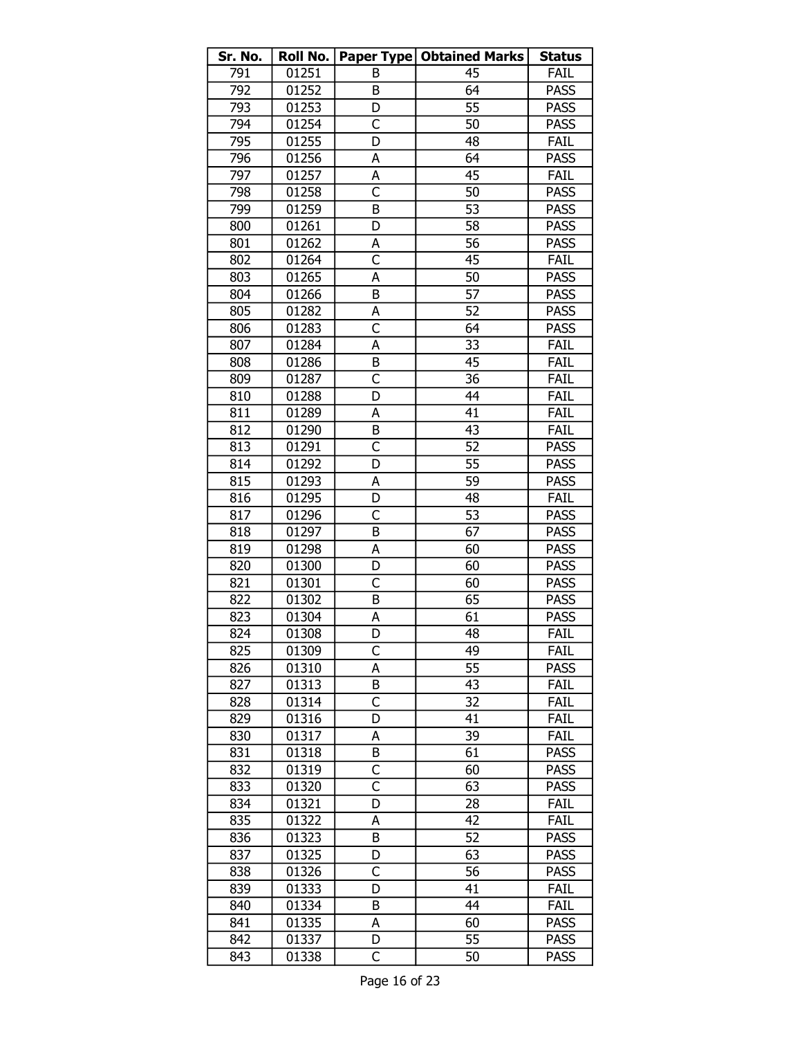| Sr. No. | Roll No. | Paper Type | Obtained Marks | Status |
|---|---|---|---|---|
| 791 | 01251 | B | 45 | FAIL |
| 792 | 01252 | B | 64 | PASS |
| 793 | 01253 | D | 55 | PASS |
| 794 | 01254 | C | 50 | PASS |
| 795 | 01255 | D | 48 | FAIL |
| 796 | 01256 | A | 64 | PASS |
| 797 | 01257 | A | 45 | FAIL |
| 798 | 01258 | C | 50 | PASS |
| 799 | 01259 | B | 53 | PASS |
| 800 | 01261 | D | 58 | PASS |
| 801 | 01262 | A | 56 | PASS |
| 802 | 01264 | C | 45 | FAIL |
| 803 | 01265 | A | 50 | PASS |
| 804 | 01266 | B | 57 | PASS |
| 805 | 01282 | A | 52 | PASS |
| 806 | 01283 | C | 64 | PASS |
| 807 | 01284 | A | 33 | FAIL |
| 808 | 01286 | B | 45 | FAIL |
| 809 | 01287 | C | 36 | FAIL |
| 810 | 01288 | D | 44 | FAIL |
| 811 | 01289 | A | 41 | FAIL |
| 812 | 01290 | B | 43 | FAIL |
| 813 | 01291 | C | 52 | PASS |
| 814 | 01292 | D | 55 | PASS |
| 815 | 01293 | A | 59 | PASS |
| 816 | 01295 | D | 48 | FAIL |
| 817 | 01296 | C | 53 | PASS |
| 818 | 01297 | B | 67 | PASS |
| 819 | 01298 | A | 60 | PASS |
| 820 | 01300 | D | 60 | PASS |
| 821 | 01301 | C | 60 | PASS |
| 822 | 01302 | B | 65 | PASS |
| 823 | 01304 | A | 61 | PASS |
| 824 | 01308 | D | 48 | FAIL |
| 825 | 01309 | C | 49 | FAIL |
| 826 | 01310 | A | 55 | PASS |
| 827 | 01313 | B | 43 | FAIL |
| 828 | 01314 | C | 32 | FAIL |
| 829 | 01316 | D | 41 | FAIL |
| 830 | 01317 | A | 39 | FAIL |
| 831 | 01318 | B | 61 | PASS |
| 832 | 01319 | C | 60 | PASS |
| 833 | 01320 | C | 63 | PASS |
| 834 | 01321 | D | 28 | FAIL |
| 835 | 01322 | A | 42 | FAIL |
| 836 | 01323 | B | 52 | PASS |
| 837 | 01325 | D | 63 | PASS |
| 838 | 01326 | C | 56 | PASS |
| 839 | 01333 | D | 41 | FAIL |
| 840 | 01334 | B | 44 | FAIL |
| 841 | 01335 | A | 60 | PASS |
| 842 | 01337 | D | 55 | PASS |
| 843 | 01338 | C | 50 | PASS |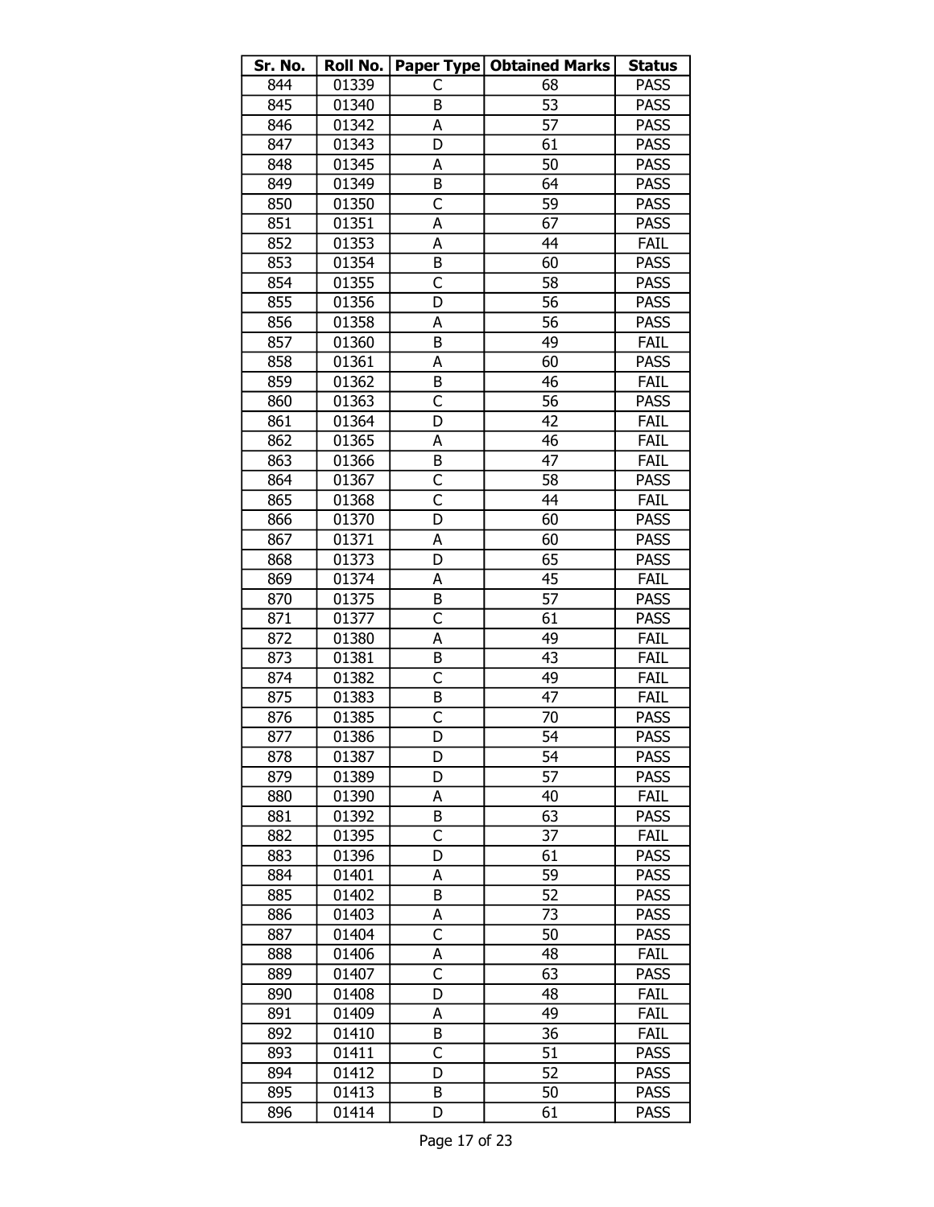| Sr. No. | Roll No. | Paper Type | Obtained Marks | Status |
|---|---|---|---|---|
| 844 | 01339 | C | 68 | PASS |
| 845 | 01340 | B | 53 | PASS |
| 846 | 01342 | A | 57 | PASS |
| 847 | 01343 | D | 61 | PASS |
| 848 | 01345 | A | 50 | PASS |
| 849 | 01349 | B | 64 | PASS |
| 850 | 01350 | C | 59 | PASS |
| 851 | 01351 | A | 67 | PASS |
| 852 | 01353 | A | 44 | FAIL |
| 853 | 01354 | B | 60 | PASS |
| 854 | 01355 | C | 58 | PASS |
| 855 | 01356 | D | 56 | PASS |
| 856 | 01358 | A | 56 | PASS |
| 857 | 01360 | B | 49 | FAIL |
| 858 | 01361 | A | 60 | PASS |
| 859 | 01362 | B | 46 | FAIL |
| 860 | 01363 | C | 56 | PASS |
| 861 | 01364 | D | 42 | FAIL |
| 862 | 01365 | A | 46 | FAIL |
| 863 | 01366 | B | 47 | FAIL |
| 864 | 01367 | C | 58 | PASS |
| 865 | 01368 | C | 44 | FAIL |
| 866 | 01370 | D | 60 | PASS |
| 867 | 01371 | A | 60 | PASS |
| 868 | 01373 | D | 65 | PASS |
| 869 | 01374 | A | 45 | FAIL |
| 870 | 01375 | B | 57 | PASS |
| 871 | 01377 | C | 61 | PASS |
| 872 | 01380 | A | 49 | FAIL |
| 873 | 01381 | B | 43 | FAIL |
| 874 | 01382 | C | 49 | FAIL |
| 875 | 01383 | B | 47 | FAIL |
| 876 | 01385 | C | 70 | PASS |
| 877 | 01386 | D | 54 | PASS |
| 878 | 01387 | D | 54 | PASS |
| 879 | 01389 | D | 57 | PASS |
| 880 | 01390 | A | 40 | FAIL |
| 881 | 01392 | B | 63 | PASS |
| 882 | 01395 | C | 37 | FAIL |
| 883 | 01396 | D | 61 | PASS |
| 884 | 01401 | A | 59 | PASS |
| 885 | 01402 | B | 52 | PASS |
| 886 | 01403 | A | 73 | PASS |
| 887 | 01404 | C | 50 | PASS |
| 888 | 01406 | A | 48 | FAIL |
| 889 | 01407 | C | 63 | PASS |
| 890 | 01408 | D | 48 | FAIL |
| 891 | 01409 | A | 49 | FAIL |
| 892 | 01410 | B | 36 | FAIL |
| 893 | 01411 | C | 51 | PASS |
| 894 | 01412 | D | 52 | PASS |
| 895 | 01413 | B | 50 | PASS |
| 896 | 01414 | D | 61 | PASS |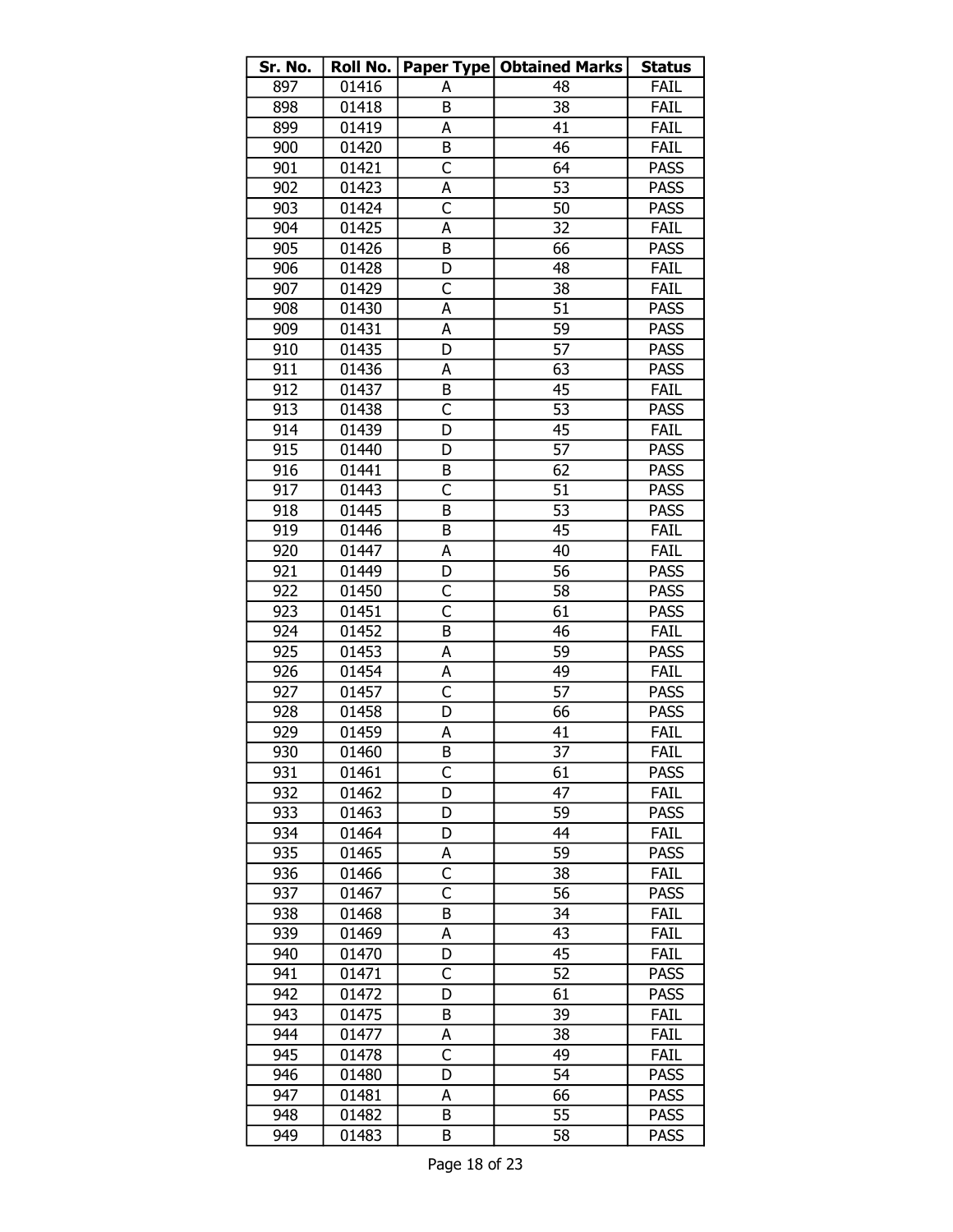| Sr. No. | Roll No. | Paper Type | Obtained Marks | Status |
|---|---|---|---|---|
| 897 | 01416 | A | 48 | FAIL |
| 898 | 01418 | B | 38 | FAIL |
| 899 | 01419 | A | 41 | FAIL |
| 900 | 01420 | B | 46 | FAIL |
| 901 | 01421 | C | 64 | PASS |
| 902 | 01423 | A | 53 | PASS |
| 903 | 01424 | C | 50 | PASS |
| 904 | 01425 | A | 32 | FAIL |
| 905 | 01426 | B | 66 | PASS |
| 906 | 01428 | D | 48 | FAIL |
| 907 | 01429 | C | 38 | FAIL |
| 908 | 01430 | A | 51 | PASS |
| 909 | 01431 | A | 59 | PASS |
| 910 | 01435 | D | 57 | PASS |
| 911 | 01436 | A | 63 | PASS |
| 912 | 01437 | B | 45 | FAIL |
| 913 | 01438 | C | 53 | PASS |
| 914 | 01439 | D | 45 | FAIL |
| 915 | 01440 | D | 57 | PASS |
| 916 | 01441 | B | 62 | PASS |
| 917 | 01443 | C | 51 | PASS |
| 918 | 01445 | B | 53 | PASS |
| 919 | 01446 | B | 45 | FAIL |
| 920 | 01447 | A | 40 | FAIL |
| 921 | 01449 | D | 56 | PASS |
| 922 | 01450 | C | 58 | PASS |
| 923 | 01451 | C | 61 | PASS |
| 924 | 01452 | B | 46 | FAIL |
| 925 | 01453 | A | 59 | PASS |
| 926 | 01454 | A | 49 | FAIL |
| 927 | 01457 | C | 57 | PASS |
| 928 | 01458 | D | 66 | PASS |
| 929 | 01459 | A | 41 | FAIL |
| 930 | 01460 | B | 37 | FAIL |
| 931 | 01461 | C | 61 | PASS |
| 932 | 01462 | D | 47 | FAIL |
| 933 | 01463 | D | 59 | PASS |
| 934 | 01464 | D | 44 | FAIL |
| 935 | 01465 | A | 59 | PASS |
| 936 | 01466 | C | 38 | FAIL |
| 937 | 01467 | C | 56 | PASS |
| 938 | 01468 | B | 34 | FAIL |
| 939 | 01469 | A | 43 | FAIL |
| 940 | 01470 | D | 45 | FAIL |
| 941 | 01471 | C | 52 | PASS |
| 942 | 01472 | D | 61 | PASS |
| 943 | 01475 | B | 39 | FAIL |
| 944 | 01477 | A | 38 | FAIL |
| 945 | 01478 | C | 49 | FAIL |
| 946 | 01480 | D | 54 | PASS |
| 947 | 01481 | A | 66 | PASS |
| 948 | 01482 | B | 55 | PASS |
| 949 | 01483 | B | 58 | PASS |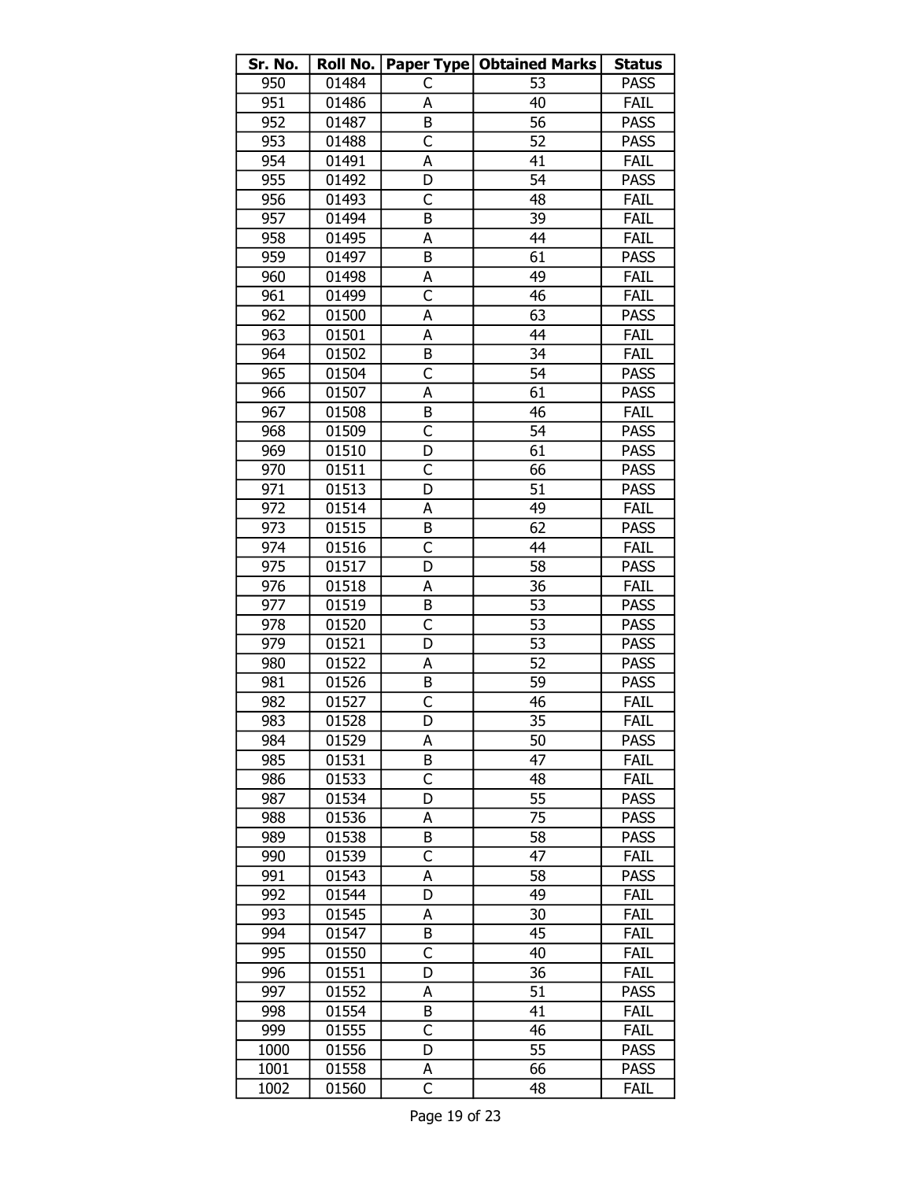| Sr. No. | Roll No. | Paper Type | Obtained Marks | Status |
|---|---|---|---|---|
| 950 | 01484 | C | 53 | PASS |
| 951 | 01486 | A | 40 | FAIL |
| 952 | 01487 | B | 56 | PASS |
| 953 | 01488 | C | 52 | PASS |
| 954 | 01491 | A | 41 | FAIL |
| 955 | 01492 | D | 54 | PASS |
| 956 | 01493 | C | 48 | FAIL |
| 957 | 01494 | B | 39 | FAIL |
| 958 | 01495 | A | 44 | FAIL |
| 959 | 01497 | B | 61 | PASS |
| 960 | 01498 | A | 49 | FAIL |
| 961 | 01499 | C | 46 | FAIL |
| 962 | 01500 | A | 63 | PASS |
| 963 | 01501 | A | 44 | FAIL |
| 964 | 01502 | B | 34 | FAIL |
| 965 | 01504 | C | 54 | PASS |
| 966 | 01507 | A | 61 | PASS |
| 967 | 01508 | B | 46 | FAIL |
| 968 | 01509 | C | 54 | PASS |
| 969 | 01510 | D | 61 | PASS |
| 970 | 01511 | C | 66 | PASS |
| 971 | 01513 | D | 51 | PASS |
| 972 | 01514 | A | 49 | FAIL |
| 973 | 01515 | B | 62 | PASS |
| 974 | 01516 | C | 44 | FAIL |
| 975 | 01517 | D | 58 | PASS |
| 976 | 01518 | A | 36 | FAIL |
| 977 | 01519 | B | 53 | PASS |
| 978 | 01520 | C | 53 | PASS |
| 979 | 01521 | D | 53 | PASS |
| 980 | 01522 | A | 52 | PASS |
| 981 | 01526 | B | 59 | PASS |
| 982 | 01527 | C | 46 | FAIL |
| 983 | 01528 | D | 35 | FAIL |
| 984 | 01529 | A | 50 | PASS |
| 985 | 01531 | B | 47 | FAIL |
| 986 | 01533 | C | 48 | FAIL |
| 987 | 01534 | D | 55 | PASS |
| 988 | 01536 | A | 75 | PASS |
| 989 | 01538 | B | 58 | PASS |
| 990 | 01539 | C | 47 | FAIL |
| 991 | 01543 | A | 58 | PASS |
| 992 | 01544 | D | 49 | FAIL |
| 993 | 01545 | A | 30 | FAIL |
| 994 | 01547 | B | 45 | FAIL |
| 995 | 01550 | C | 40 | FAIL |
| 996 | 01551 | D | 36 | FAIL |
| 997 | 01552 | A | 51 | PASS |
| 998 | 01554 | B | 41 | FAIL |
| 999 | 01555 | C | 46 | FAIL |
| 1000 | 01556 | D | 55 | PASS |
| 1001 | 01558 | A | 66 | PASS |
| 1002 | 01560 | C | 48 | FAIL |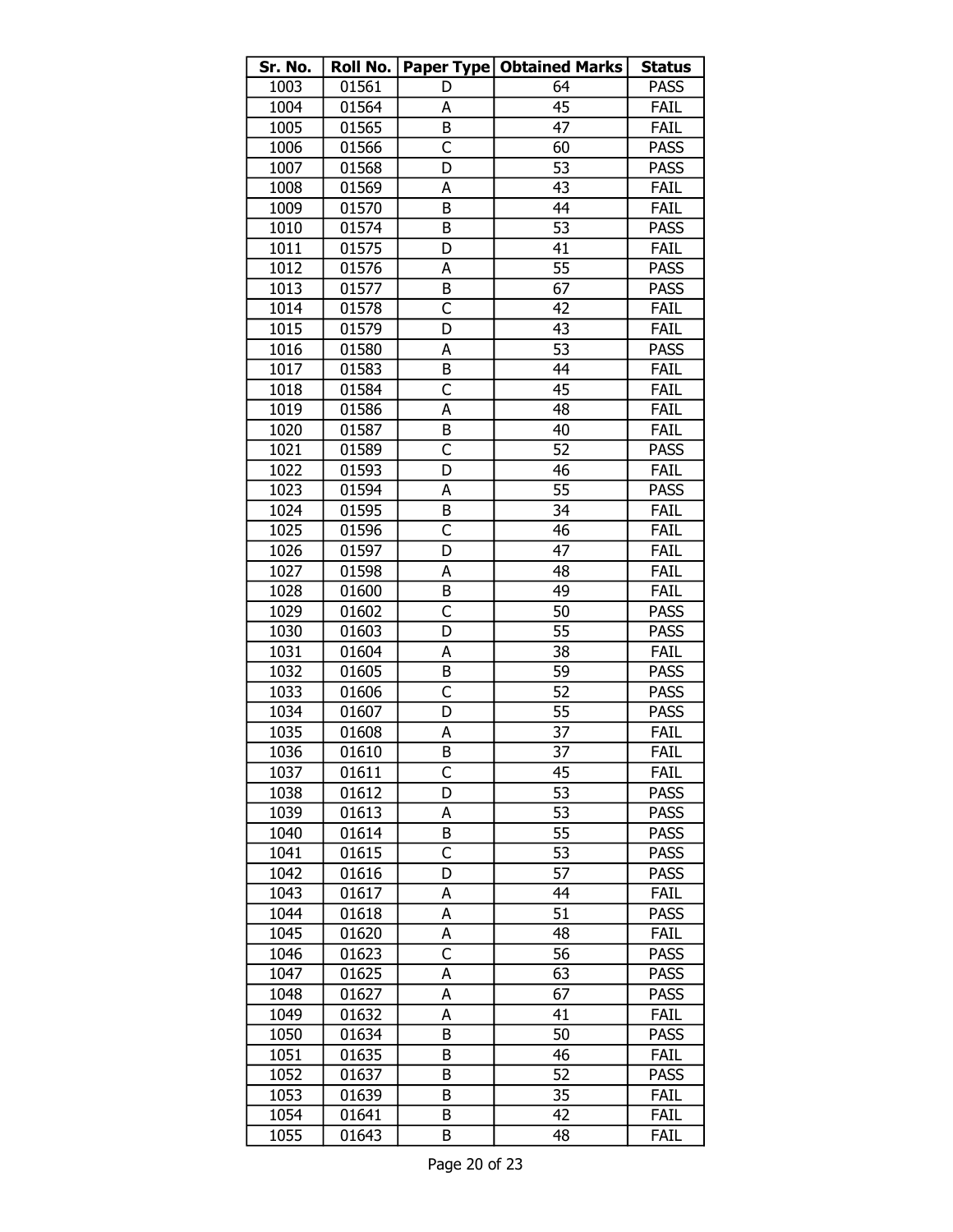| Sr. No. | Roll No. | Paper Type | Obtained Marks | Status |
|---|---|---|---|---|
| 1003 | 01561 | D | 64 | PASS |
| 1004 | 01564 | A | 45 | FAIL |
| 1005 | 01565 | B | 47 | FAIL |
| 1006 | 01566 | C | 60 | PASS |
| 1007 | 01568 | D | 53 | PASS |
| 1008 | 01569 | A | 43 | FAIL |
| 1009 | 01570 | B | 44 | FAIL |
| 1010 | 01574 | B | 53 | PASS |
| 1011 | 01575 | D | 41 | FAIL |
| 1012 | 01576 | A | 55 | PASS |
| 1013 | 01577 | B | 67 | PASS |
| 1014 | 01578 | C | 42 | FAIL |
| 1015 | 01579 | D | 43 | FAIL |
| 1016 | 01580 | A | 53 | PASS |
| 1017 | 01583 | B | 44 | FAIL |
| 1018 | 01584 | C | 45 | FAIL |
| 1019 | 01586 | A | 48 | FAIL |
| 1020 | 01587 | B | 40 | FAIL |
| 1021 | 01589 | C | 52 | PASS |
| 1022 | 01593 | D | 46 | FAIL |
| 1023 | 01594 | A | 55 | PASS |
| 1024 | 01595 | B | 34 | FAIL |
| 1025 | 01596 | C | 46 | FAIL |
| 1026 | 01597 | D | 47 | FAIL |
| 1027 | 01598 | A | 48 | FAIL |
| 1028 | 01600 | B | 49 | FAIL |
| 1029 | 01602 | C | 50 | PASS |
| 1030 | 01603 | D | 55 | PASS |
| 1031 | 01604 | A | 38 | FAIL |
| 1032 | 01605 | B | 59 | PASS |
| 1033 | 01606 | C | 52 | PASS |
| 1034 | 01607 | D | 55 | PASS |
| 1035 | 01608 | A | 37 | FAIL |
| 1036 | 01610 | B | 37 | FAIL |
| 1037 | 01611 | C | 45 | FAIL |
| 1038 | 01612 | D | 53 | PASS |
| 1039 | 01613 | A | 53 | PASS |
| 1040 | 01614 | B | 55 | PASS |
| 1041 | 01615 | C | 53 | PASS |
| 1042 | 01616 | D | 57 | PASS |
| 1043 | 01617 | A | 44 | FAIL |
| 1044 | 01618 | A | 51 | PASS |
| 1045 | 01620 | A | 48 | FAIL |
| 1046 | 01623 | C | 56 | PASS |
| 1047 | 01625 | A | 63 | PASS |
| 1048 | 01627 | A | 67 | PASS |
| 1049 | 01632 | A | 41 | FAIL |
| 1050 | 01634 | B | 50 | PASS |
| 1051 | 01635 | B | 46 | FAIL |
| 1052 | 01637 | B | 52 | PASS |
| 1053 | 01639 | B | 35 | FAIL |
| 1054 | 01641 | B | 42 | FAIL |
| 1055 | 01643 | B | 48 | FAIL |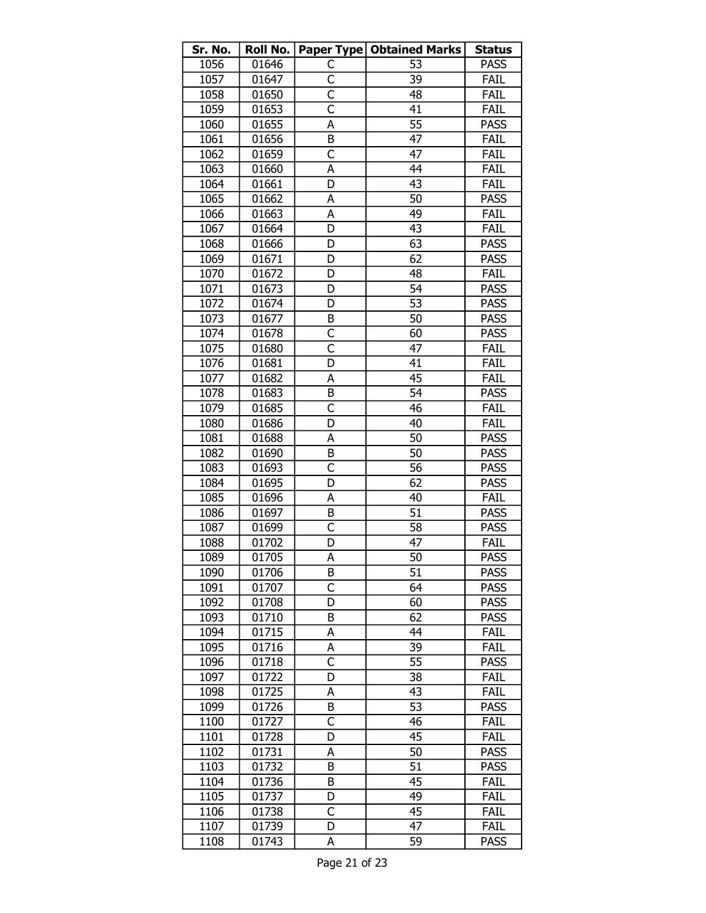| Sr. No. | Roll No. | Paper Type | Obtained Marks | Status |
|---|---|---|---|---|
| 1056 | 01646 | C | 53 | PASS |
| 1057 | 01647 | C | 39 | FAIL |
| 1058 | 01650 | C | 48 | FAIL |
| 1059 | 01653 | C | 41 | FAIL |
| 1060 | 01655 | A | 55 | PASS |
| 1061 | 01656 | B | 47 | FAIL |
| 1062 | 01659 | C | 47 | FAIL |
| 1063 | 01660 | A | 44 | FAIL |
| 1064 | 01661 | D | 43 | FAIL |
| 1065 | 01662 | A | 50 | PASS |
| 1066 | 01663 | A | 49 | FAIL |
| 1067 | 01664 | D | 43 | FAIL |
| 1068 | 01666 | D | 63 | PASS |
| 1069 | 01671 | D | 62 | PASS |
| 1070 | 01672 | D | 48 | FAIL |
| 1071 | 01673 | D | 54 | PASS |
| 1072 | 01674 | D | 53 | PASS |
| 1073 | 01677 | B | 50 | PASS |
| 1074 | 01678 | C | 60 | PASS |
| 1075 | 01680 | C | 47 | FAIL |
| 1076 | 01681 | D | 41 | FAIL |
| 1077 | 01682 | A | 45 | FAIL |
| 1078 | 01683 | B | 54 | PASS |
| 1079 | 01685 | C | 46 | FAIL |
| 1080 | 01686 | D | 40 | FAIL |
| 1081 | 01688 | A | 50 | PASS |
| 1082 | 01690 | B | 50 | PASS |
| 1083 | 01693 | C | 56 | PASS |
| 1084 | 01695 | D | 62 | PASS |
| 1085 | 01696 | A | 40 | FAIL |
| 1086 | 01697 | B | 51 | PASS |
| 1087 | 01699 | C | 58 | PASS |
| 1088 | 01702 | D | 47 | FAIL |
| 1089 | 01705 | A | 50 | PASS |
| 1090 | 01706 | B | 51 | PASS |
| 1091 | 01707 | C | 64 | PASS |
| 1092 | 01708 | D | 60 | PASS |
| 1093 | 01710 | B | 62 | PASS |
| 1094 | 01715 | A | 44 | FAIL |
| 1095 | 01716 | A | 39 | FAIL |
| 1096 | 01718 | C | 55 | PASS |
| 1097 | 01722 | D | 38 | FAIL |
| 1098 | 01725 | A | 43 | FAIL |
| 1099 | 01726 | B | 53 | PASS |
| 1100 | 01727 | C | 46 | FAIL |
| 1101 | 01728 | D | 45 | FAIL |
| 1102 | 01731 | A | 50 | PASS |
| 1103 | 01732 | B | 51 | PASS |
| 1104 | 01736 | B | 45 | FAIL |
| 1105 | 01737 | D | 49 | FAIL |
| 1106 | 01738 | C | 45 | FAIL |
| 1107 | 01739 | D | 47 | FAIL |
| 1108 | 01743 | A | 59 | PASS |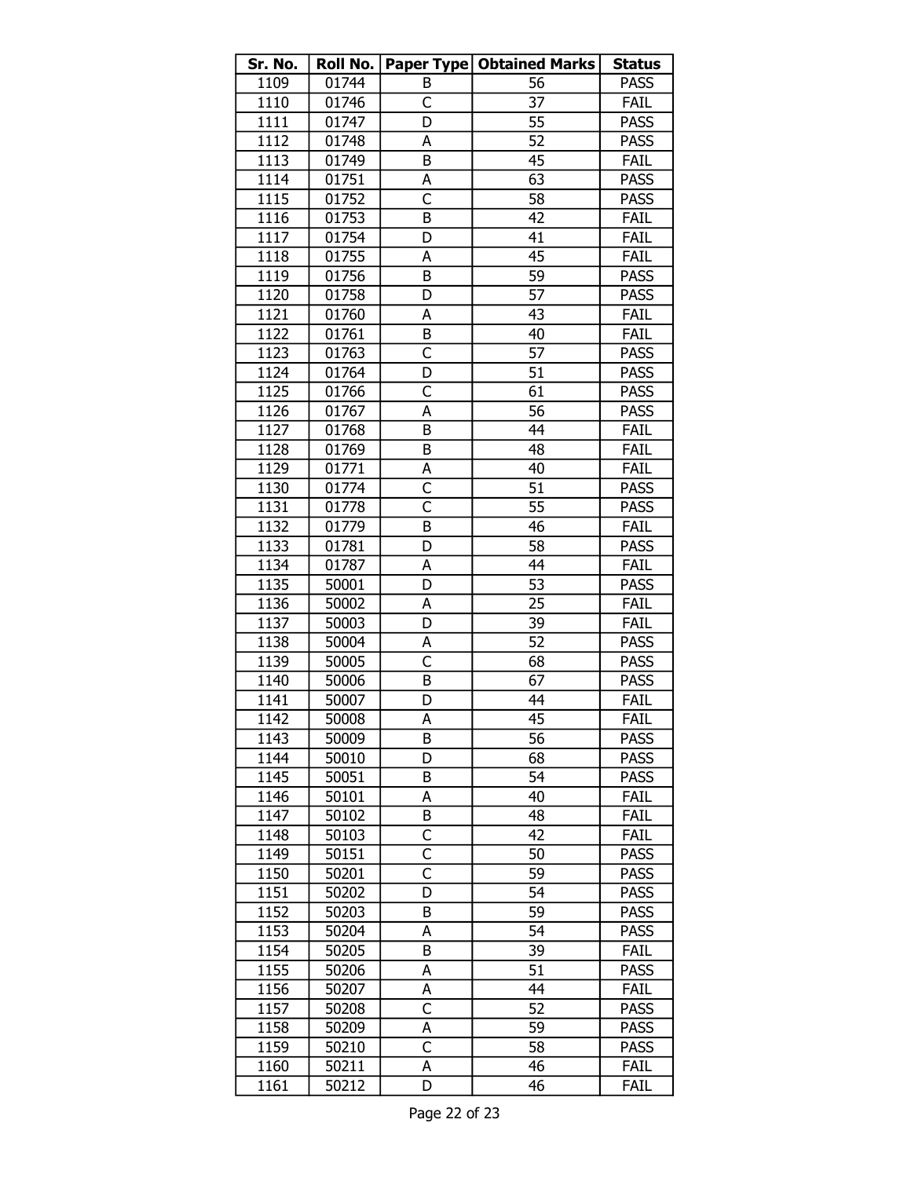| Sr. No. | Roll No. | Paper Type | Obtained Marks | Status |
|---|---|---|---|---|
| 1109 | 01744 | B | 56 | PASS |
| 1110 | 01746 | C | 37 | FAIL |
| 1111 | 01747 | D | 55 | PASS |
| 1112 | 01748 | A | 52 | PASS |
| 1113 | 01749 | B | 45 | FAIL |
| 1114 | 01751 | A | 63 | PASS |
| 1115 | 01752 | C | 58 | PASS |
| 1116 | 01753 | B | 42 | FAIL |
| 1117 | 01754 | D | 41 | FAIL |
| 1118 | 01755 | A | 45 | FAIL |
| 1119 | 01756 | B | 59 | PASS |
| 1120 | 01758 | D | 57 | PASS |
| 1121 | 01760 | A | 43 | FAIL |
| 1122 | 01761 | B | 40 | FAIL |
| 1123 | 01763 | C | 57 | PASS |
| 1124 | 01764 | D | 51 | PASS |
| 1125 | 01766 | C | 61 | PASS |
| 1126 | 01767 | A | 56 | PASS |
| 1127 | 01768 | B | 44 | FAIL |
| 1128 | 01769 | B | 48 | FAIL |
| 1129 | 01771 | A | 40 | FAIL |
| 1130 | 01774 | C | 51 | PASS |
| 1131 | 01778 | C | 55 | PASS |
| 1132 | 01779 | B | 46 | FAIL |
| 1133 | 01781 | D | 58 | PASS |
| 1134 | 01787 | A | 44 | FAIL |
| 1135 | 50001 | D | 53 | PASS |
| 1136 | 50002 | A | 25 | FAIL |
| 1137 | 50003 | D | 39 | FAIL |
| 1138 | 50004 | A | 52 | PASS |
| 1139 | 50005 | C | 68 | PASS |
| 1140 | 50006 | B | 67 | PASS |
| 1141 | 50007 | D | 44 | FAIL |
| 1142 | 50008 | A | 45 | FAIL |
| 1143 | 50009 | B | 56 | PASS |
| 1144 | 50010 | D | 68 | PASS |
| 1145 | 50051 | B | 54 | PASS |
| 1146 | 50101 | A | 40 | FAIL |
| 1147 | 50102 | B | 48 | FAIL |
| 1148 | 50103 | C | 42 | FAIL |
| 1149 | 50151 | C | 50 | PASS |
| 1150 | 50201 | C | 59 | PASS |
| 1151 | 50202 | D | 54 | PASS |
| 1152 | 50203 | B | 59 | PASS |
| 1153 | 50204 | A | 54 | PASS |
| 1154 | 50205 | B | 39 | FAIL |
| 1155 | 50206 | A | 51 | PASS |
| 1156 | 50207 | A | 44 | FAIL |
| 1157 | 50208 | C | 52 | PASS |
| 1158 | 50209 | A | 59 | PASS |
| 1159 | 50210 | C | 58 | PASS |
| 1160 | 50211 | A | 46 | FAIL |
| 1161 | 50212 | D | 46 | FAIL |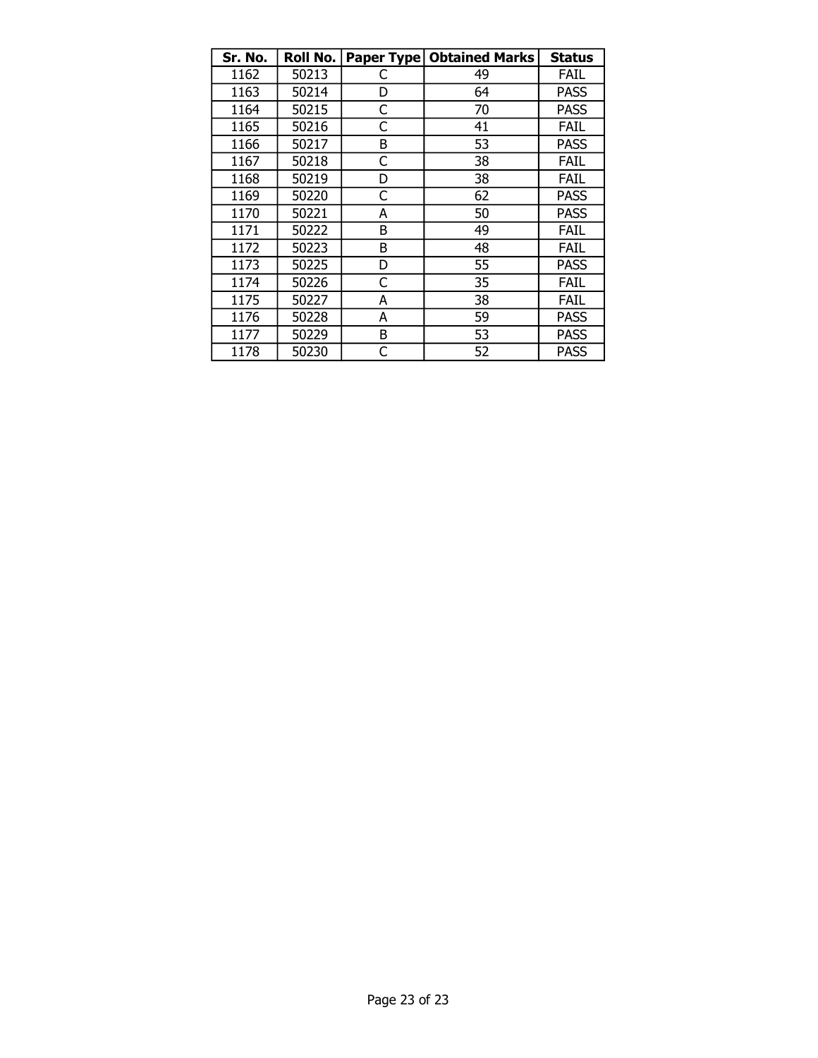| Sr. No. | Roll No. | Paper Type | Obtained Marks | Status |
|---|---|---|---|---|
| 1162 | 50213 | C | 49 | FAIL |
| 1163 | 50214 | D | 64 | PASS |
| 1164 | 50215 | C | 70 | PASS |
| 1165 | 50216 | C | 41 | FAIL |
| 1166 | 50217 | B | 53 | PASS |
| 1167 | 50218 | C | 38 | FAIL |
| 1168 | 50219 | D | 38 | FAIL |
| 1169 | 50220 | C | 62 | PASS |
| 1170 | 50221 | A | 50 | PASS |
| 1171 | 50222 | B | 49 | FAIL |
| 1172 | 50223 | B | 48 | FAIL |
| 1173 | 50225 | D | 55 | PASS |
| 1174 | 50226 | C | 35 | FAIL |
| 1175 | 50227 | A | 38 | FAIL |
| 1176 | 50228 | A | 59 | PASS |
| 1177 | 50229 | B | 53 | PASS |
| 1178 | 50230 | C | 52 | PASS |